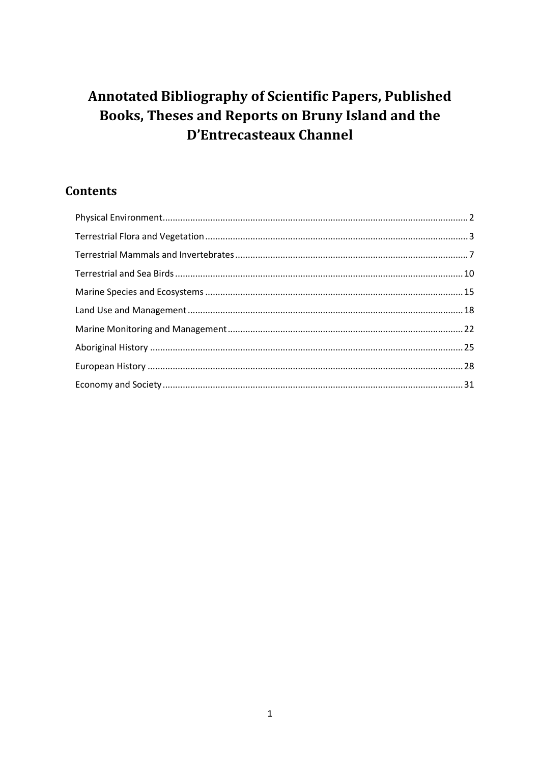# Annotated Bibliography of Scientific Papers, Published Books, Theses and Reports on Bruny Island and the D'Entrecasteaux Channel

## Contents

- Physical Environment ........ 2
- Terrestrial Flora and Vegetation ........ 3
- Terrestrial Mammals and Invertebrates ........ 7
- Terrestrial and Sea Birds ........ 10
- Marine Species and Ecosystems ........ 15
- Land Use and Management ........ 18
- Marine Monitoring and Management ........ 22
- Aboriginal History ........ 25
- European History ........ 28
- Economy and Society ........ 31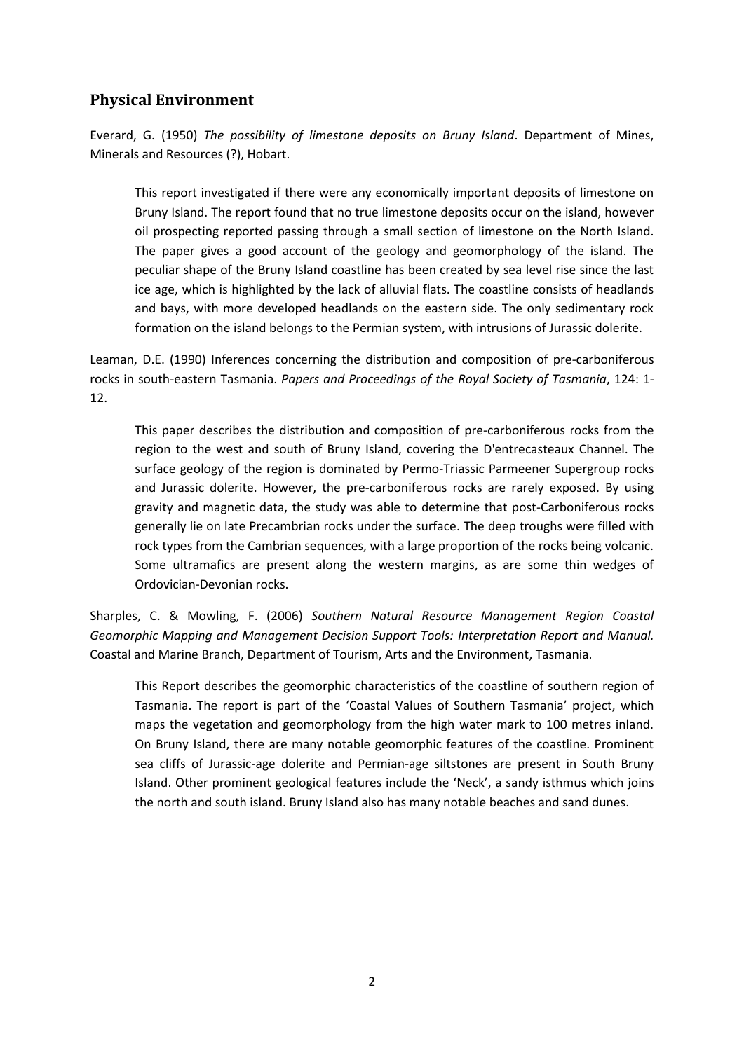## Physical Environment

Everard, G. (1950) *The possibility of limestone deposits on Bruny Island*. Department of Mines, Minerals and Resources (?), Hobart.

> This report investigated if there were any economically important deposits of limestone on Bruny Island. The report found that no true limestone deposits occur on the island, however oil prospecting reported passing through a small section of limestone on the North Island. The paper gives a good account of the geology and geomorphology of the island. The peculiar shape of the Bruny Island coastline has been created by sea level rise since the last ice age, which is highlighted by the lack of alluvial flats. The coastline consists of headlands and bays, with more developed headlands on the eastern side. The only sedimentary rock formation on the island belongs to the Permian system, with intrusions of Jurassic dolerite.

Leaman, D.E. (1990) Inferences concerning the distribution and composition of pre-carboniferous rocks in south-eastern Tasmania. *Papers and Proceedings of the Royal Society of Tasmania*, 124: 1-12.

> This paper describes the distribution and composition of pre-carboniferous rocks from the region to the west and south of Bruny Island, covering the D'entrecasteaux Channel. The surface geology of the region is dominated by Permo-Triassic Parmeener Supergroup rocks and Jurassic dolerite. However, the pre-carboniferous rocks are rarely exposed. By using gravity and magnetic data, the study was able to determine that post-Carboniferous rocks generally lie on late Precambrian rocks under the surface. The deep troughs were filled with rock types from the Cambrian sequences, with a large proportion of the rocks being volcanic. Some ultramafics are present along the western margins, as are some thin wedges of Ordovician-Devonian rocks.

Sharples, C. & Mowling, F. (2006) *Southern Natural Resource Management Region Coastal Geomorphic Mapping and Management Decision Support Tools: Interpretation Report and Manual.* Coastal and Marine Branch, Department of Tourism, Arts and the Environment, Tasmania.

> This Report describes the geomorphic characteristics of the coastline of southern region of Tasmania. The report is part of the 'Coastal Values of Southern Tasmania' project, which maps the vegetation and geomorphology from the high water mark to 100 metres inland. On Bruny Island, there are many notable geomorphic features of the coastline. Prominent sea cliffs of Jurassic-age dolerite and Permian-age siltstones are present in South Bruny Island. Other prominent geological features include the 'Neck', a sandy isthmus which joins the north and south island. Bruny Island also has many notable beaches and sand dunes.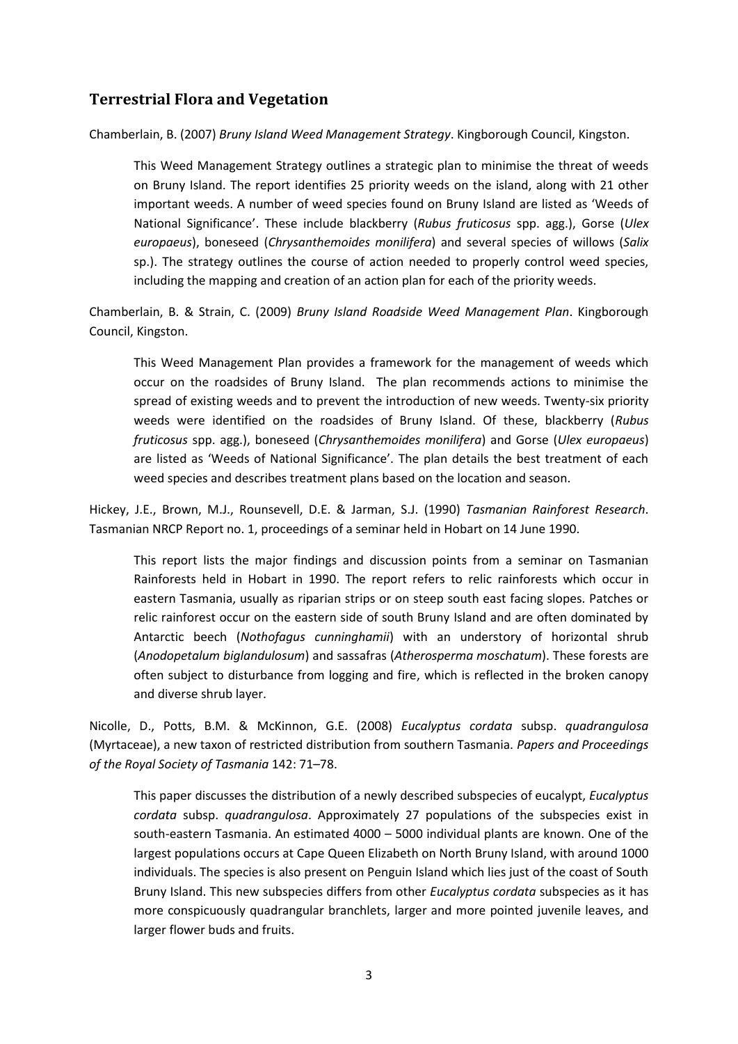## Terrestrial Flora and Vegetation

Chamberlain, B. (2007) *Bruny Island Weed Management Strategy*. Kingborough Council, Kingston.

> This Weed Management Strategy outlines a strategic plan to minimise the threat of weeds on Bruny Island. The report identifies 25 priority weeds on the island, along with 21 other important weeds. A number of weed species found on Bruny Island are listed as 'Weeds of National Significance'. These include blackberry (*Rubus fruticosus* spp. agg.), Gorse (*Ulex europaeus*), boneseed (*Chrysanthemoides monilifera*) and several species of willows (*Salix* sp.). The strategy outlines the course of action needed to properly control weed species, including the mapping and creation of an action plan for each of the priority weeds.

Chamberlain, B. & Strain, C. (2009) *Bruny Island Roadside Weed Management Plan*. Kingborough Council, Kingston.

> This Weed Management Plan provides a framework for the management of weeds which occur on the roadsides of Bruny Island. The plan recommends actions to minimise the spread of existing weeds and to prevent the introduction of new weeds. Twenty-six priority weeds were identified on the roadsides of Bruny Island. Of these, blackberry (*Rubus fruticosus* spp. agg.), boneseed (*Chrysanthemoides monilifera*) and Gorse (*Ulex europaeus*) are listed as 'Weeds of National Significance'. The plan details the best treatment of each weed species and describes treatment plans based on the location and season.

Hickey, J.E., Brown, M.J., Rounsevell, D.E. & Jarman, S.J. (1990) *Tasmanian Rainforest Research*. Tasmanian NRCP Report no. 1, proceedings of a seminar held in Hobart on 14 June 1990.

> This report lists the major findings and discussion points from a seminar on Tasmanian Rainforests held in Hobart in 1990. The report refers to relic rainforests which occur in eastern Tasmania, usually as riparian strips or on steep south east facing slopes. Patches or relic rainforest occur on the eastern side of south Bruny Island and are often dominated by Antarctic beech (*Nothofagus cunninghamii*) with an understory of horizontal shrub (*Anodopetalum biglandulosum*) and sassafras (*Atherosperma moschatum*). These forests are often subject to disturbance from logging and fire, which is reflected in the broken canopy and diverse shrub layer.

Nicolle, D., Potts, B.M. & McKinnon, G.E. (2008) *Eucalyptus cordata* subsp. *quadrangulosa* (Myrtaceae), a new taxon of restricted distribution from southern Tasmania. *Papers and Proceedings of the Royal Society of Tasmania* 142: 71–78.

> This paper discusses the distribution of a newly described subspecies of eucalypt, *Eucalyptus cordata* subsp. *quadrangulosa*. Approximately 27 populations of the subspecies exist in south-eastern Tasmania. An estimated 4000 – 5000 individual plants are known. One of the largest populations occurs at Cape Queen Elizabeth on North Bruny Island, with around 1000 individuals. The species is also present on Penguin Island which lies just of the coast of South Bruny Island. This new subspecies differs from other *Eucalyptus cordata* subspecies as it has more conspicuously quadrangular branchlets, larger and more pointed juvenile leaves, and larger flower buds and fruits.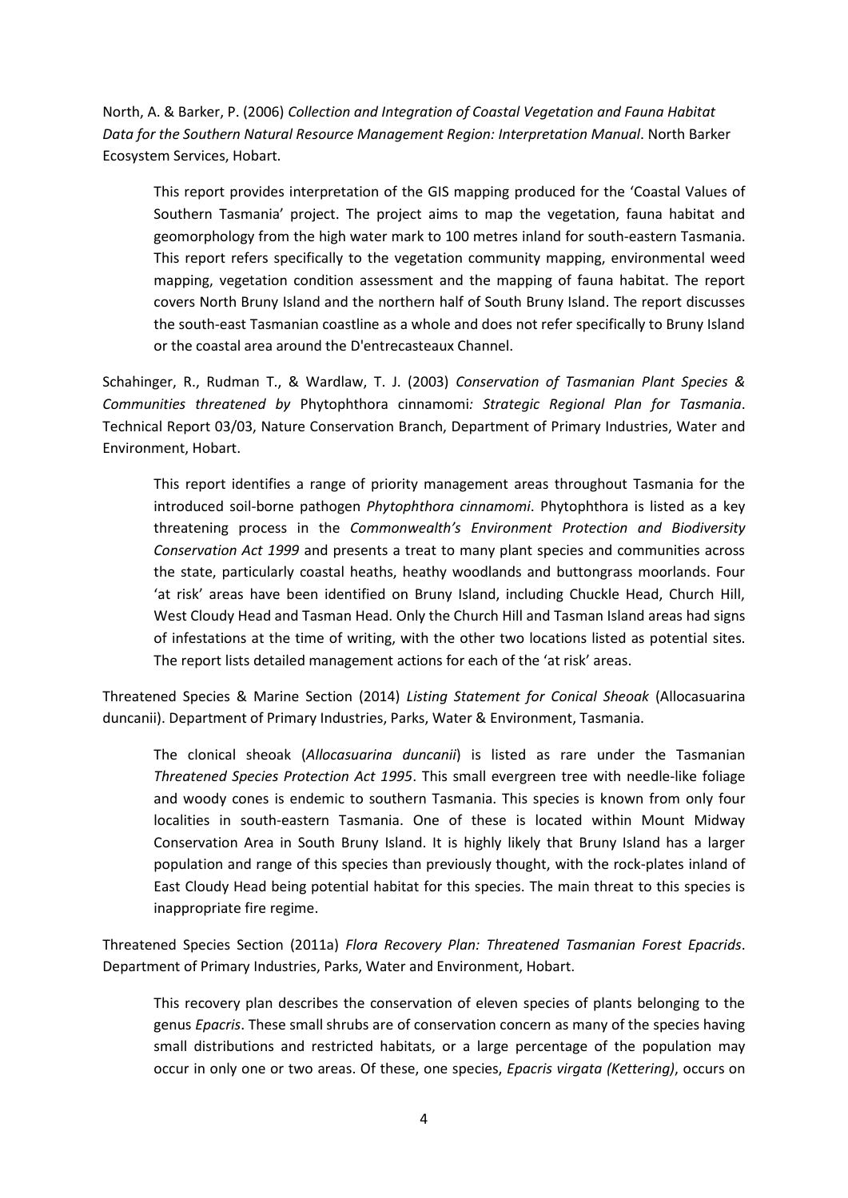North, A. & Barker, P. (2006) *Collection and Integration of Coastal Vegetation and Fauna Habitat Data for the Southern Natural Resource Management Region: Interpretation Manual*. North Barker Ecosystem Services, Hobart.

> This report provides interpretation of the GIS mapping produced for the 'Coastal Values of Southern Tasmania' project. The project aims to map the vegetation, fauna habitat and geomorphology from the high water mark to 100 metres inland for south-eastern Tasmania. This report refers specifically to the vegetation community mapping, environmental weed mapping, vegetation condition assessment and the mapping of fauna habitat. The report covers North Bruny Island and the northern half of South Bruny Island. The report discusses the south-east Tasmanian coastline as a whole and does not refer specifically to Bruny Island or the coastal area around the D'entrecasteaux Channel.

Schahinger, R., Rudman T., & Wardlaw, T. J. (2003) *Conservation of Tasmanian Plant Species & Communities threatened by* Phytophthora cinnamomi*: Strategic Regional Plan for Tasmania*. Technical Report 03/03, Nature Conservation Branch, Department of Primary Industries, Water and Environment, Hobart.

> This report identifies a range of priority management areas throughout Tasmania for the introduced soil-borne pathogen *Phytophthora cinnamomi*. Phytophthora is listed as a key threatening process in the *Commonwealth's Environment Protection and Biodiversity Conservation Act 1999* and presents a treat to many plant species and communities across the state, particularly coastal heaths, heathy woodlands and buttongrass moorlands. Four 'at risk' areas have been identified on Bruny Island, including Chuckle Head, Church Hill, West Cloudy Head and Tasman Head. Only the Church Hill and Tasman Island areas had signs of infestations at the time of writing, with the other two locations listed as potential sites. The report lists detailed management actions for each of the 'at risk' areas.

Threatened Species & Marine Section (2014) *Listing Statement for Conical Sheoak* (Allocasuarina duncanii). Department of Primary Industries, Parks, Water & Environment, Tasmania.

> The clonical sheoak (*Allocasuarina duncanii*) is listed as rare under the Tasmanian *Threatened Species Protection Act 1995*. This small evergreen tree with needle-like foliage and woody cones is endemic to southern Tasmania. This species is known from only four localities in south-eastern Tasmania. One of these is located within Mount Midway Conservation Area in South Bruny Island. It is highly likely that Bruny Island has a larger population and range of this species than previously thought, with the rock-plates inland of East Cloudy Head being potential habitat for this species. The main threat to this species is inappropriate fire regime.

Threatened Species Section (2011a) *Flora Recovery Plan: Threatened Tasmanian Forest Epacrids*. Department of Primary Industries, Parks, Water and Environment, Hobart.

> This recovery plan describes the conservation of eleven species of plants belonging to the genus *Epacris*. These small shrubs are of conservation concern as many of the species having small distributions and restricted habitats, or a large percentage of the population may occur in only one or two areas. Of these, one species, *Epacris virgata (Kettering)*, occurs on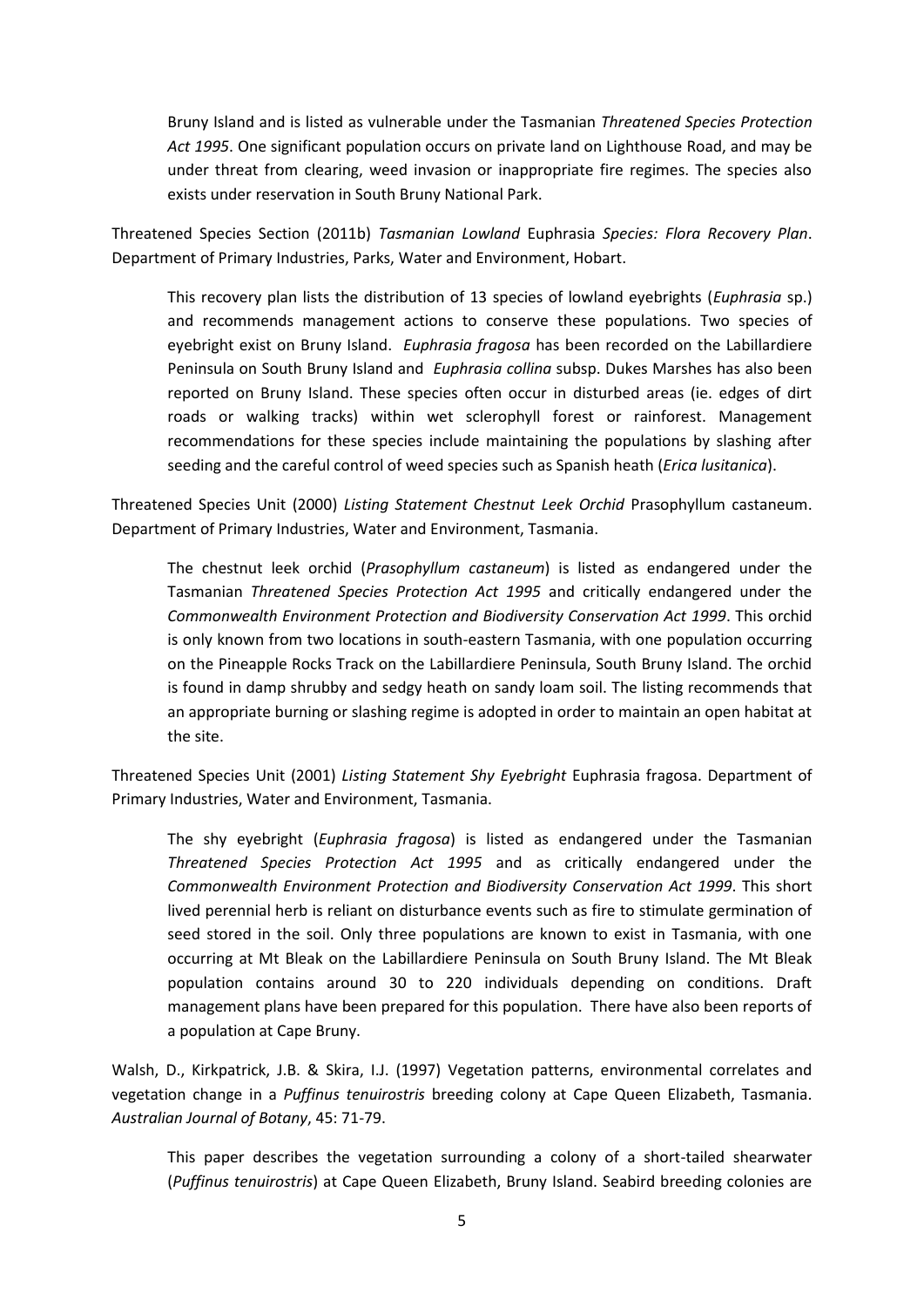Bruny Island and is listed as vulnerable under the Tasmanian *Threatened Species Protection Act 1995*. One significant population occurs on private land on Lighthouse Road, and may be under threat from clearing, weed invasion or inappropriate fire regimes. The species also exists under reservation in South Bruny National Park.

Threatened Species Section (2011b) *Tasmanian Lowland* Euphrasia *Species: Flora Recovery Plan*. Department of Primary Industries, Parks, Water and Environment, Hobart.

> This recovery plan lists the distribution of 13 species of lowland eyebrights (*Euphrasia* sp.) and recommends management actions to conserve these populations. Two species of eyebright exist on Bruny Island. *Euphrasia fragosa* has been recorded on the Labillardiere Peninsula on South Bruny Island and *Euphrasia collina* subsp. Dukes Marshes has also been reported on Bruny Island. These species often occur in disturbed areas (ie. edges of dirt roads or walking tracks) within wet sclerophyll forest or rainforest. Management recommendations for these species include maintaining the populations by slashing after seeding and the careful control of weed species such as Spanish heath (*Erica lusitanica*).

Threatened Species Unit (2000) *Listing Statement Chestnut Leek Orchid* Prasophyllum castaneum. Department of Primary Industries, Water and Environment, Tasmania.

> The chestnut leek orchid (*Prasophyllum castaneum*) is listed as endangered under the Tasmanian *Threatened Species Protection Act 1995* and critically endangered under the *Commonwealth Environment Protection and Biodiversity Conservation Act 1999*. This orchid is only known from two locations in south-eastern Tasmania, with one population occurring on the Pineapple Rocks Track on the Labillardiere Peninsula, South Bruny Island. The orchid is found in damp shrubby and sedgy heath on sandy loam soil. The listing recommends that an appropriate burning or slashing regime is adopted in order to maintain an open habitat at the site.

Threatened Species Unit (2001) *Listing Statement Shy Eyebright* Euphrasia fragosa. Department of Primary Industries, Water and Environment, Tasmania.

> The shy eyebright (*Euphrasia fragosa*) is listed as endangered under the Tasmanian *Threatened Species Protection Act 1995* and as critically endangered under the *Commonwealth Environment Protection and Biodiversity Conservation Act 1999*. This short lived perennial herb is reliant on disturbance events such as fire to stimulate germination of seed stored in the soil. Only three populations are known to exist in Tasmania, with one occurring at Mt Bleak on the Labillardiere Peninsula on South Bruny Island. The Mt Bleak population contains around 30 to 220 individuals depending on conditions. Draft management plans have been prepared for this population. There have also been reports of a population at Cape Bruny.

Walsh, D., Kirkpatrick, J.B. & Skira, I.J. (1997) Vegetation patterns, environmental correlates and vegetation change in a *Puffinus tenuirostris* breeding colony at Cape Queen Elizabeth, Tasmania. *Australian Journal of Botany*, 45: 71-79.

> This paper describes the vegetation surrounding a colony of a short-tailed shearwater (*Puffinus tenuirostris*) at Cape Queen Elizabeth, Bruny Island. Seabird breeding colonies are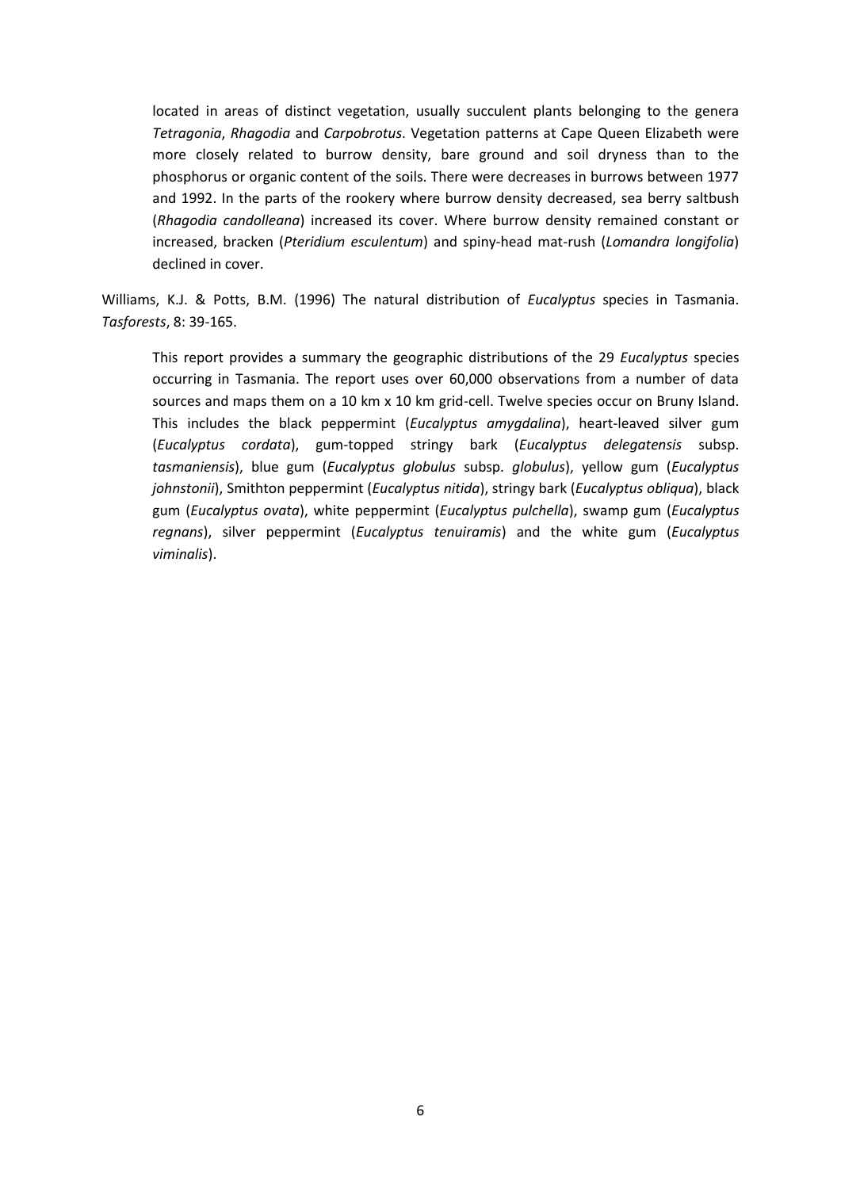located in areas of distinct vegetation, usually succulent plants belonging to the genera *Tetragonia*, *Rhagodia* and *Carpobrotus*. Vegetation patterns at Cape Queen Elizabeth were more closely related to burrow density, bare ground and soil dryness than to the phosphorus or organic content of the soils. There were decreases in burrows between 1977 and 1992. In the parts of the rookery where burrow density decreased, sea berry saltbush (*Rhagodia candolleana*) increased its cover. Where burrow density remained constant or increased, bracken (*Pteridium esculentum*) and spiny-head mat-rush (*Lomandra longifolia*) declined in cover.

Williams, K.J. & Potts, B.M. (1996) The natural distribution of *Eucalyptus* species in Tasmania. *Tasforests*, 8: 39-165.

This report provides a summary the geographic distributions of the 29 *Eucalyptus* species occurring in Tasmania. The report uses over 60,000 observations from a number of data sources and maps them on a 10 km x 10 km grid-cell. Twelve species occur on Bruny Island. This includes the black peppermint (*Eucalyptus amygdalina*), heart-leaved silver gum (*Eucalyptus cordata*), gum-topped stringy bark (*Eucalyptus delegatensis* subsp. *tasmaniensis*), blue gum (*Eucalyptus globulus* subsp. *globulus*), yellow gum (*Eucalyptus johnstonii*), Smithton peppermint (*Eucalyptus nitida*), stringy bark (*Eucalyptus obliqua*), black gum (*Eucalyptus ovata*), white peppermint (*Eucalyptus pulchella*), swamp gum (*Eucalyptus regnans*), silver peppermint (*Eucalyptus tenuiramis*) and the white gum (*Eucalyptus viminalis*).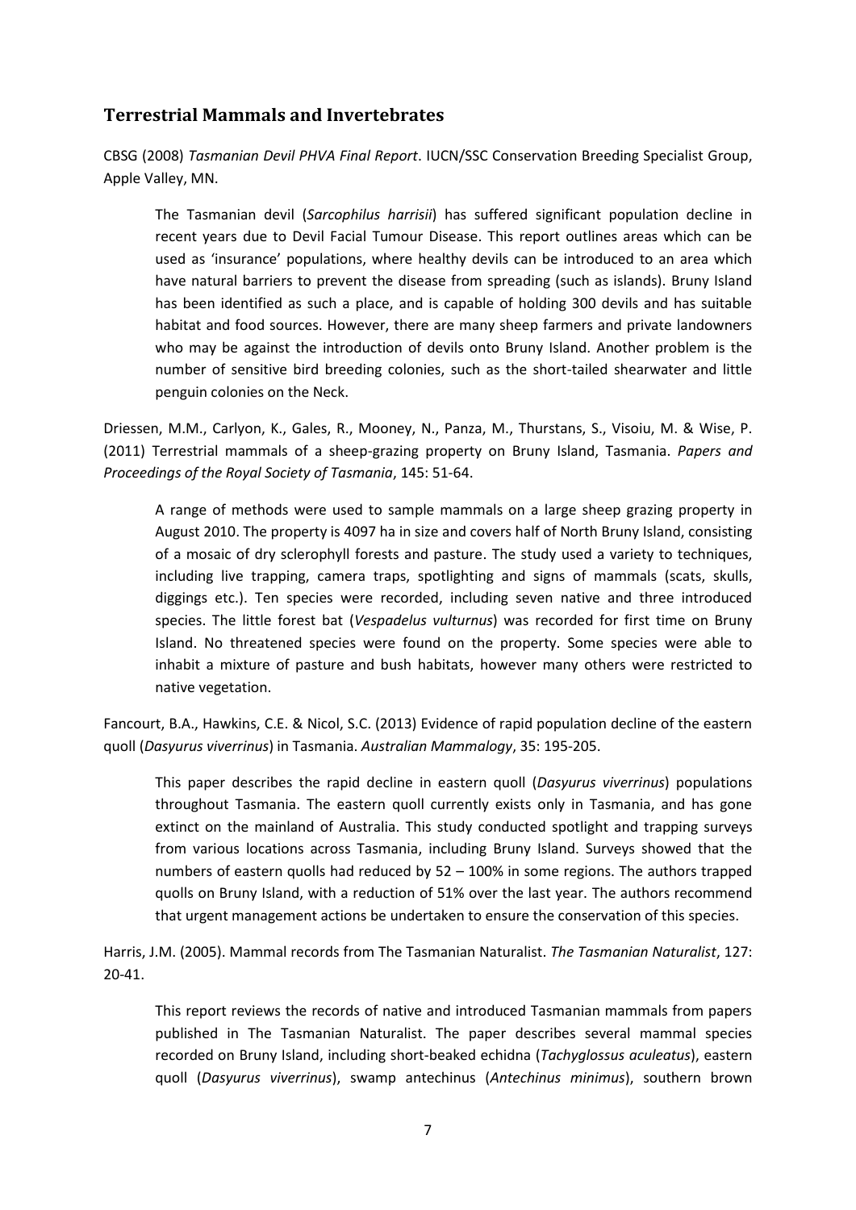## Terrestrial Mammals and Invertebrates

CBSG (2008) *Tasmanian Devil PHVA Final Report*. IUCN/SSC Conservation Breeding Specialist Group, Apple Valley, MN.

> The Tasmanian devil (*Sarcophilus harrisii*) has suffered significant population decline in recent years due to Devil Facial Tumour Disease. This report outlines areas which can be used as 'insurance' populations, where healthy devils can be introduced to an area which have natural barriers to prevent the disease from spreading (such as islands). Bruny Island has been identified as such a place, and is capable of holding 300 devils and has suitable habitat and food sources. However, there are many sheep farmers and private landowners who may be against the introduction of devils onto Bruny Island. Another problem is the number of sensitive bird breeding colonies, such as the short-tailed shearwater and little penguin colonies on the Neck.

Driessen, M.M., Carlyon, K., Gales, R., Mooney, N., Panza, M., Thurstans, S., Visoiu, M. & Wise, P. (2011) Terrestrial mammals of a sheep-grazing property on Bruny Island, Tasmania. *Papers and Proceedings of the Royal Society of Tasmania*, 145: 51-64.

> A range of methods were used to sample mammals on a large sheep grazing property in August 2010. The property is 4097 ha in size and covers half of North Bruny Island, consisting of a mosaic of dry sclerophyll forests and pasture. The study used a variety to techniques, including live trapping, camera traps, spotlighting and signs of mammals (scats, skulls, diggings etc.). Ten species were recorded, including seven native and three introduced species. The little forest bat (*Vespadelus vulturnus*) was recorded for first time on Bruny Island. No threatened species were found on the property. Some species were able to inhabit a mixture of pasture and bush habitats, however many others were restricted to native vegetation.

Fancourt, B.A., Hawkins, C.E. & Nicol, S.C. (2013) Evidence of rapid population decline of the eastern quoll (*Dasyurus viverrinus*) in Tasmania. *Australian Mammalogy*, 35: 195-205.

> This paper describes the rapid decline in eastern quoll (*Dasyurus viverrinus*) populations throughout Tasmania. The eastern quoll currently exists only in Tasmania, and has gone extinct on the mainland of Australia. This study conducted spotlight and trapping surveys from various locations across Tasmania, including Bruny Island. Surveys showed that the numbers of eastern quolls had reduced by 52 – 100% in some regions. The authors trapped quolls on Bruny Island, with a reduction of 51% over the last year. The authors recommend that urgent management actions be undertaken to ensure the conservation of this species.

Harris, J.M. (2005). Mammal records from The Tasmanian Naturalist. *The Tasmanian Naturalist*, 127: 20-41.

> This report reviews the records of native and introduced Tasmanian mammals from papers published in The Tasmanian Naturalist. The paper describes several mammal species recorded on Bruny Island, including short-beaked echidna (*Tachyglossus aculeatus*), eastern quoll (*Dasyurus viverrinus*), swamp antechinus (*Antechinus minimus*), southern brown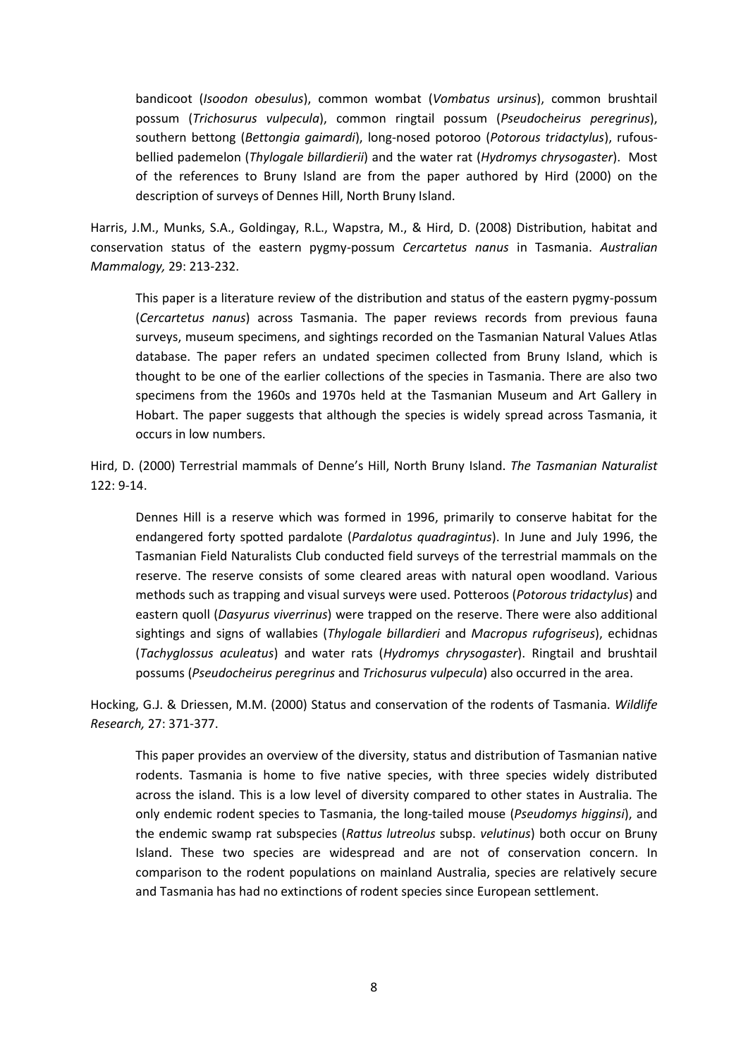bandicoot (*Isoodon obesulus*), common wombat (*Vombatus ursinus*), common brushtail possum (*Trichosurus vulpecula*), common ringtail possum (*Pseudocheirus peregrinus*), southern bettong (*Bettongia gaimardi*), long-nosed potoroo (*Potorous tridactylus*), rufous-bellied pademelon (*Thylogale billardierii*) and the water rat (*Hydromys chrysogaster*). Most of the references to Bruny Island are from the paper authored by Hird (2000) on the description of surveys of Dennes Hill, North Bruny Island.

Harris, J.M., Munks, S.A., Goldingay, R.L., Wapstra, M., & Hird, D. (2008) Distribution, habitat and conservation status of the eastern pygmy-possum *Cercartetus nanus* in Tasmania. *Australian Mammalogy,* 29: 213-232.

This paper is a literature review of the distribution and status of the eastern pygmy-possum (*Cercartetus nanus*) across Tasmania. The paper reviews records from previous fauna surveys, museum specimens, and sightings recorded on the Tasmanian Natural Values Atlas database. The paper refers an undated specimen collected from Bruny Island, which is thought to be one of the earlier collections of the species in Tasmania. There are also two specimens from the 1960s and 1970s held at the Tasmanian Museum and Art Gallery in Hobart. The paper suggests that although the species is widely spread across Tasmania, it occurs in low numbers.

Hird, D. (2000) Terrestrial mammals of Denne's Hill, North Bruny Island. *The Tasmanian Naturalist* 122: 9-14.

Dennes Hill is a reserve which was formed in 1996, primarily to conserve habitat for the endangered forty spotted pardalote (*Pardalotus quadragintus*). In June and July 1996, the Tasmanian Field Naturalists Club conducted field surveys of the terrestrial mammals on the reserve. The reserve consists of some cleared areas with natural open woodland. Various methods such as trapping and visual surveys were used. Potteroos (*Potorous tridactylus*) and eastern quoll (*Dasyurus viverrinus*) were trapped on the reserve. There were also additional sightings and signs of wallabies (*Thylogale billardieri* and *Macropus rufogriseus*), echidnas (*Tachyglossus aculeatus*) and water rats (*Hydromys chrysogaster*). Ringtail and brushtail possums (*Pseudocheirus peregrinus* and *Trichosurus vulpecula*) also occurred in the area.

Hocking, G.J. & Driessen, M.M. (2000) Status and conservation of the rodents of Tasmania. *Wildlife Research,* 27: 371-377.

This paper provides an overview of the diversity, status and distribution of Tasmanian native rodents. Tasmania is home to five native species, with three species widely distributed across the island. This is a low level of diversity compared to other states in Australia. The only endemic rodent species to Tasmania, the long-tailed mouse (*Pseudomys higginsi*), and the endemic swamp rat subspecies (*Rattus lutreolus* subsp. *velutinus*) both occur on Bruny Island. These two species are widespread and are not of conservation concern. In comparison to the rodent populations on mainland Australia, species are relatively secure and Tasmania has had no extinctions of rodent species since European settlement.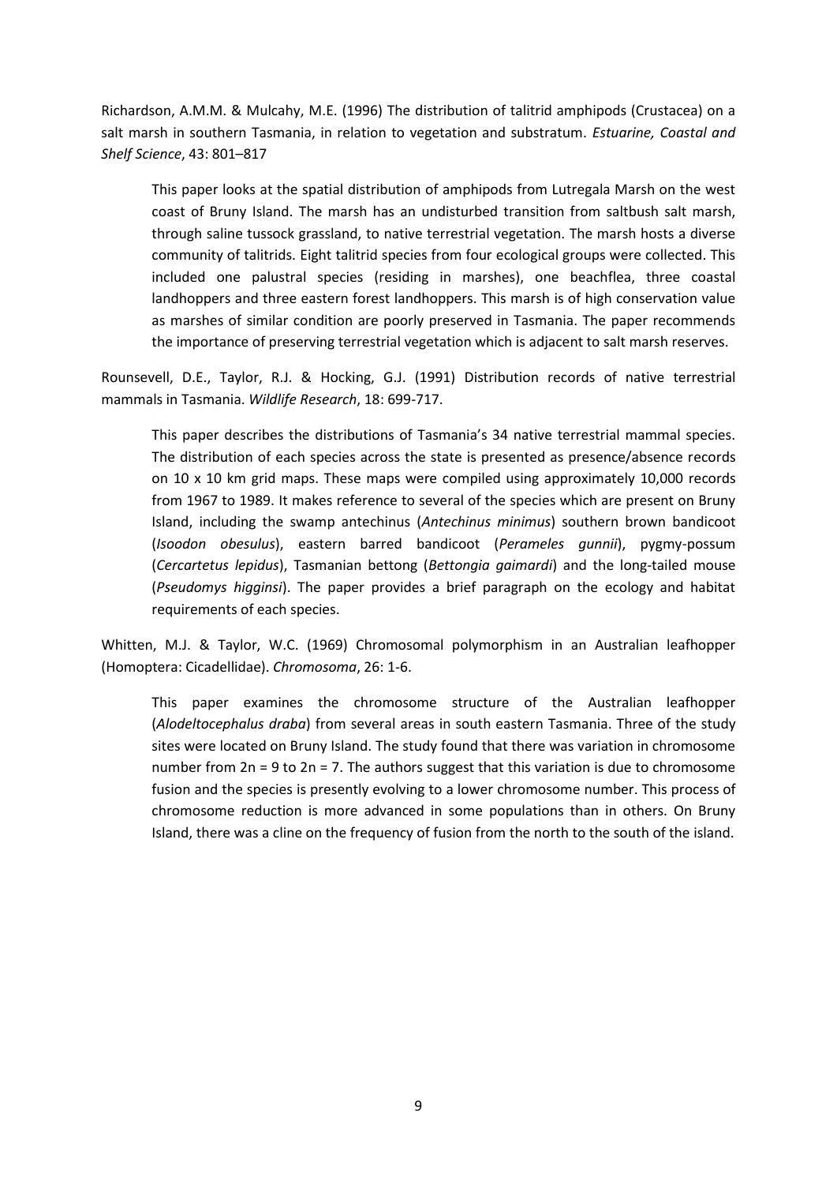Richardson, A.M.M. & Mulcahy, M.E. (1996) The distribution of talitrid amphipods (Crustacea) on a salt marsh in southern Tasmania, in relation to vegetation and substratum. *Estuarine, Coastal and Shelf Science*, 43: 801–817

> This paper looks at the spatial distribution of amphipods from Lutregala Marsh on the west coast of Bruny Island. The marsh has an undisturbed transition from saltbush salt marsh, through saline tussock grassland, to native terrestrial vegetation. The marsh hosts a diverse community of talitrids. Eight talitrid species from four ecological groups were collected. This included one palustral species (residing in marshes), one beachflea, three coastal landhoppers and three eastern forest landhoppers. This marsh is of high conservation value as marshes of similar condition are poorly preserved in Tasmania. The paper recommends the importance of preserving terrestrial vegetation which is adjacent to salt marsh reserves.

Rounsevell, D.E., Taylor, R.J. & Hocking, G.J. (1991) Distribution records of native terrestrial mammals in Tasmania. *Wildlife Research*, 18: 699-717.

> This paper describes the distributions of Tasmania's 34 native terrestrial mammal species. The distribution of each species across the state is presented as presence/absence records on 10 x 10 km grid maps. These maps were compiled using approximately 10,000 records from 1967 to 1989. It makes reference to several of the species which are present on Bruny Island, including the swamp antechinus (*Antechinus minimus*) southern brown bandicoot (*Isoodon obesulus*), eastern barred bandicoot (*Perameles gunnii*), pygmy-possum (*Cercartetus lepidus*), Tasmanian bettong (*Bettongia gaimardi*) and the long-tailed mouse (*Pseudomys higginsi*). The paper provides a brief paragraph on the ecology and habitat requirements of each species.

Whitten, M.J. & Taylor, W.C. (1969) Chromosomal polymorphism in an Australian leafhopper (Homoptera: Cicadellidae). *Chromosoma*, 26: 1-6.

> This paper examines the chromosome structure of the Australian leafhopper (*Alodeltocephalus draba*) from several areas in south eastern Tasmania. Three of the study sites were located on Bruny Island. The study found that there was variation in chromosome number from $2n = 9$ to $2n = 7$. The authors suggest that this variation is due to chromosome fusion and the species is presently evolving to a lower chromosome number. This process of chromosome reduction is more advanced in some populations than in others. On Bruny Island, there was a cline on the frequency of fusion from the north to the south of the island.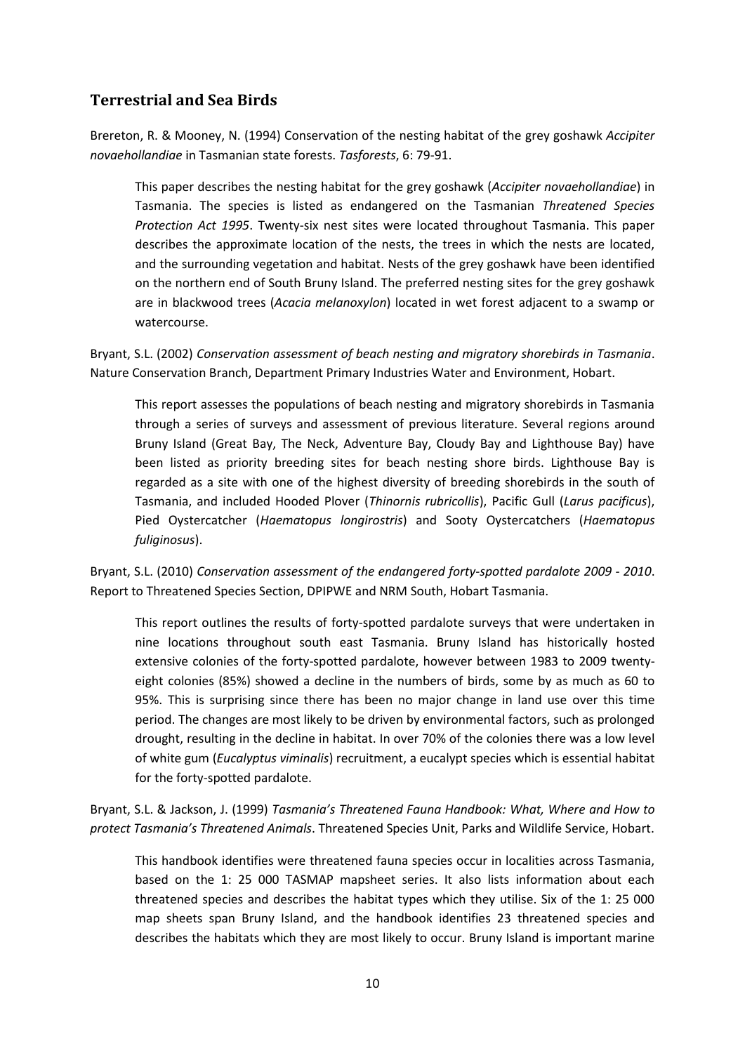## Terrestrial and Sea Birds

Brereton, R. & Mooney, N. (1994) Conservation of the nesting habitat of the grey goshawk *Accipiter novaehollandiae* in Tasmanian state forests. *Tasforests*, 6: 79-91.

> This paper describes the nesting habitat for the grey goshawk (*Accipiter novaehollandiae*) in Tasmania. The species is listed as endangered on the Tasmanian *Threatened Species Protection Act 1995*. Twenty-six nest sites were located throughout Tasmania. This paper describes the approximate location of the nests, the trees in which the nests are located, and the surrounding vegetation and habitat. Nests of the grey goshawk have been identified on the northern end of South Bruny Island. The preferred nesting sites for the grey goshawk are in blackwood trees (*Acacia melanoxylon*) located in wet forest adjacent to a swamp or watercourse.

Bryant, S.L. (2002) *Conservation assessment of beach nesting and migratory shorebirds in Tasmania*. Nature Conservation Branch, Department Primary Industries Water and Environment, Hobart.

> This report assesses the populations of beach nesting and migratory shorebirds in Tasmania through a series of surveys and assessment of previous literature. Several regions around Bruny Island (Great Bay, The Neck, Adventure Bay, Cloudy Bay and Lighthouse Bay) have been listed as priority breeding sites for beach nesting shore birds. Lighthouse Bay is regarded as a site with one of the highest diversity of breeding shorebirds in the south of Tasmania, and included Hooded Plover (*Thinornis rubricollis*), Pacific Gull (*Larus pacificus*), Pied Oystercatcher (*Haematopus longirostris*) and Sooty Oystercatchers (*Haematopus fuliginosus*).

Bryant, S.L. (2010) *Conservation assessment of the endangered forty-spotted pardalote 2009 - 2010*. Report to Threatened Species Section, DPIPWE and NRM South, Hobart Tasmania.

> This report outlines the results of forty-spotted pardalote surveys that were undertaken in nine locations throughout south east Tasmania. Bruny Island has historically hosted extensive colonies of the forty-spotted pardalote, however between 1983 to 2009 twenty-eight colonies (85%) showed a decline in the numbers of birds, some by as much as 60 to 95%. This is surprising since there has been no major change in land use over this time period. The changes are most likely to be driven by environmental factors, such as prolonged drought, resulting in the decline in habitat. In over 70% of the colonies there was a low level of white gum (*Eucalyptus viminalis*) recruitment, a eucalypt species which is essential habitat for the forty-spotted pardalote.

Bryant, S.L. & Jackson, J. (1999) *Tasmania's Threatened Fauna Handbook: What, Where and How to protect Tasmania's Threatened Animals*. Threatened Species Unit, Parks and Wildlife Service, Hobart.

> This handbook identifies were threatened fauna species occur in localities across Tasmania, based on the 1: 25 000 TASMAP mapsheet series. It also lists information about each threatened species and describes the habitat types which they utilise. Six of the 1: 25 000 map sheets span Bruny Island, and the handbook identifies 23 threatened species and describes the habitats which they are most likely to occur. Bruny Island is important marine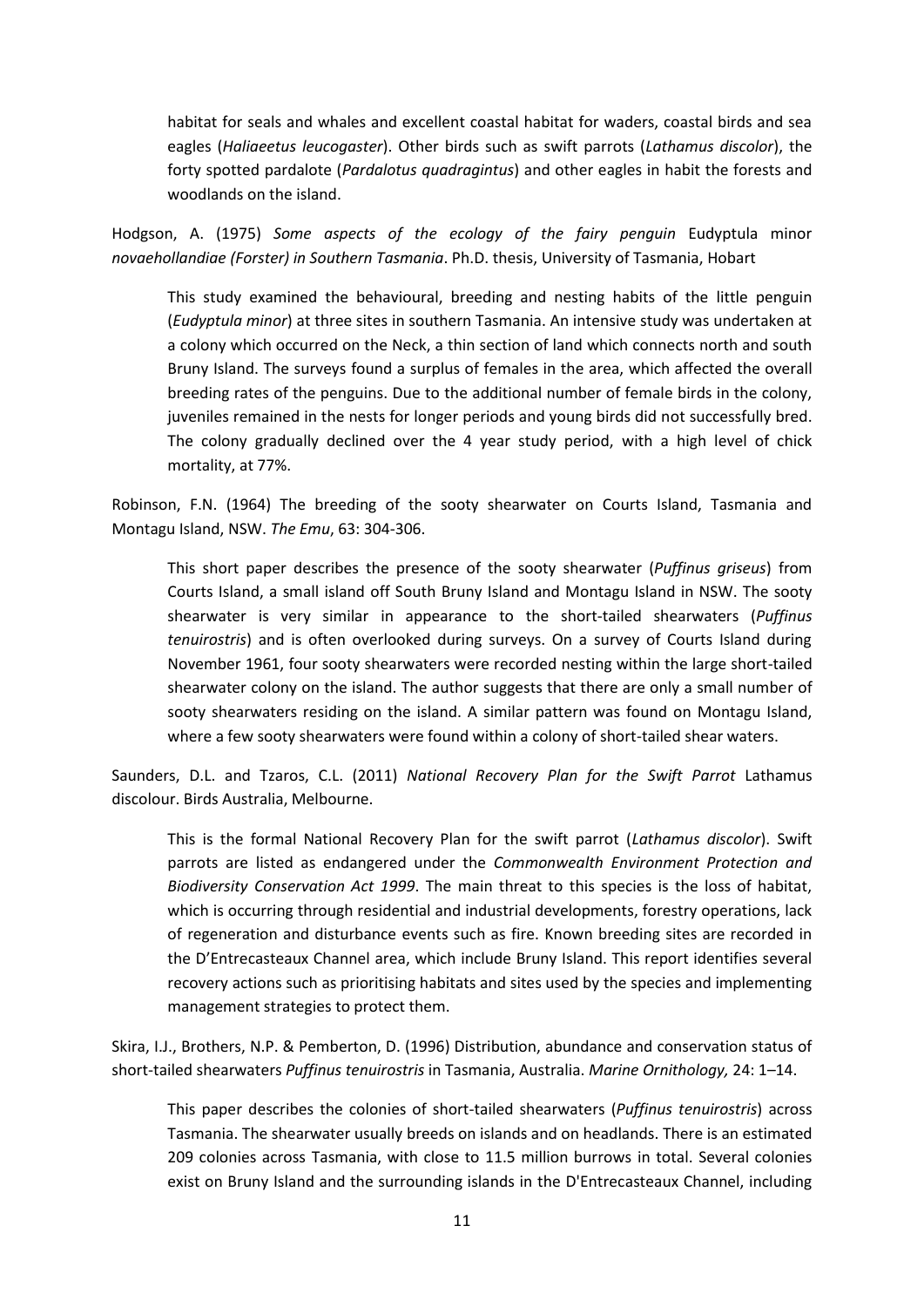habitat for seals and whales and excellent coastal habitat for waders, coastal birds and sea eagles (*Haliaeetus leucogaster*). Other birds such as swift parrots (*Lathamus discolor*), the forty spotted pardalote (*Pardalotus quadragintus*) and other eagles in habit the forests and woodlands on the island.

Hodgson, A. (1975) *Some aspects of the ecology of the fairy penguin* Eudyptula minor *novaehollandiae (Forster) in Southern Tasmania*. Ph.D. thesis, University of Tasmania, Hobart

> This study examined the behavioural, breeding and nesting habits of the little penguin (*Eudyptula minor*) at three sites in southern Tasmania. An intensive study was undertaken at a colony which occurred on the Neck, a thin section of land which connects north and south Bruny Island. The surveys found a surplus of females in the area, which affected the overall breeding rates of the penguins. Due to the additional number of female birds in the colony, juveniles remained in the nests for longer periods and young birds did not successfully bred. The colony gradually declined over the 4 year study period, with a high level of chick mortality, at 77%.

Robinson, F.N. (1964) The breeding of the sooty shearwater on Courts Island, Tasmania and Montagu Island, NSW. *The Emu*, 63: 304-306.

> This short paper describes the presence of the sooty shearwater (*Puffinus griseus*) from Courts Island, a small island off South Bruny Island and Montagu Island in NSW. The sooty shearwater is very similar in appearance to the short-tailed shearwaters (*Puffinus tenuirostris*) and is often overlooked during surveys. On a survey of Courts Island during November 1961, four sooty shearwaters were recorded nesting within the large short-tailed shearwater colony on the island. The author suggests that there are only a small number of sooty shearwaters residing on the island. A similar pattern was found on Montagu Island, where a few sooty shearwaters were found within a colony of short-tailed shear waters.

Saunders, D.L. and Tzaros, C.L. (2011) *National Recovery Plan for the Swift Parrot* Lathamus discolour. Birds Australia, Melbourne.

> This is the formal National Recovery Plan for the swift parrot (*Lathamus discolor*). Swift parrots are listed as endangered under the *Commonwealth Environment Protection and Biodiversity Conservation Act 1999*. The main threat to this species is the loss of habitat, which is occurring through residential and industrial developments, forestry operations, lack of regeneration and disturbance events such as fire. Known breeding sites are recorded in the D'Entrecasteaux Channel area, which include Bruny Island. This report identifies several recovery actions such as prioritising habitats and sites used by the species and implementing management strategies to protect them.

Skira, I.J., Brothers, N.P. & Pemberton, D. (1996) Distribution, abundance and conservation status of short-tailed shearwaters *Puffinus tenuirostris* in Tasmania, Australia. *Marine Ornithology,* 24: 1–14.

> This paper describes the colonies of short-tailed shearwaters (*Puffinus tenuirostris*) across Tasmania. The shearwater usually breeds on islands and on headlands. There is an estimated 209 colonies across Tasmania, with close to 11.5 million burrows in total. Several colonies exist on Bruny Island and the surrounding islands in the D'Entrecasteaux Channel, including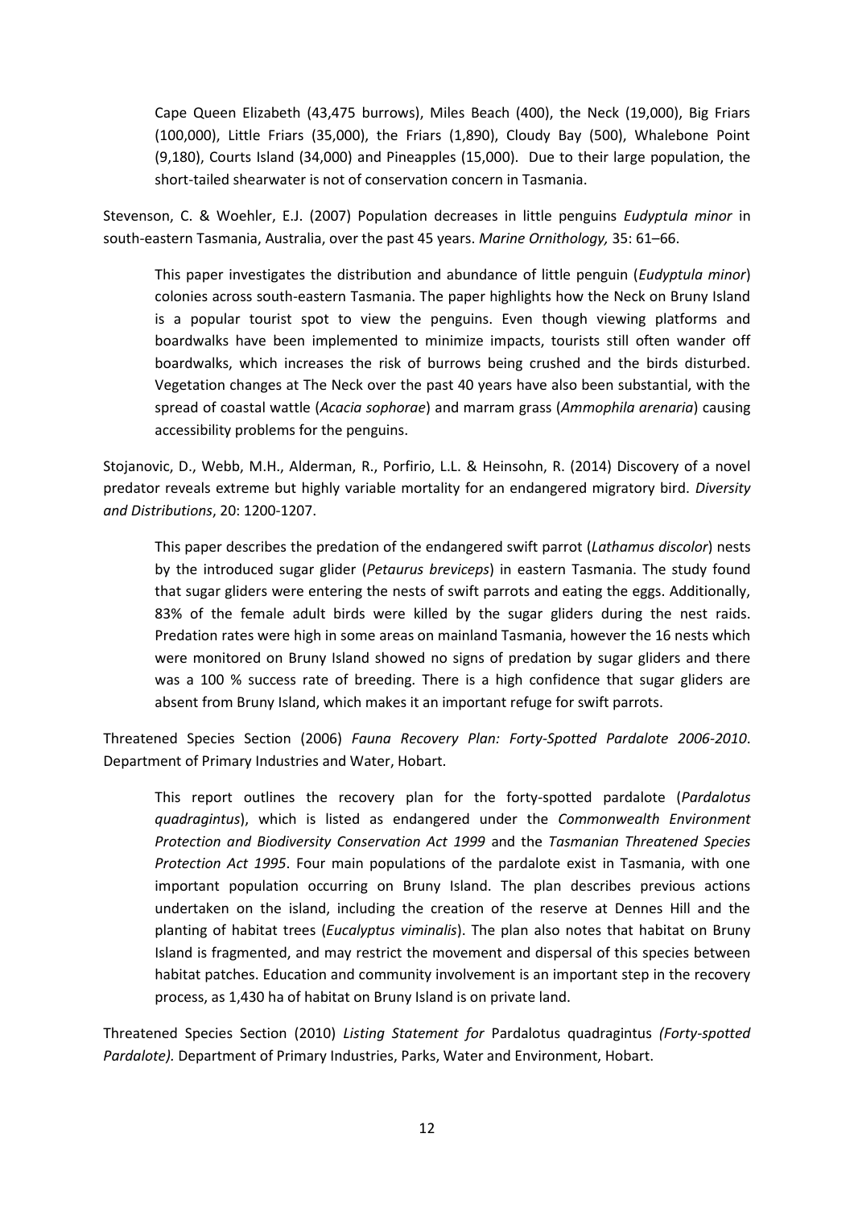Cape Queen Elizabeth (43,475 burrows), Miles Beach (400), the Neck (19,000), Big Friars (100,000), Little Friars (35,000), the Friars (1,890), Cloudy Bay (500), Whalebone Point (9,180), Courts Island (34,000) and Pineapples (15,000). Due to their large population, the short-tailed shearwater is not of conservation concern in Tasmania.

Stevenson, C. & Woehler, E.J. (2007) Population decreases in little penguins *Eudyptula minor* in south-eastern Tasmania, Australia, over the past 45 years. *Marine Ornithology,* 35: 61–66.

> This paper investigates the distribution and abundance of little penguin (*Eudyptula minor*) colonies across south-eastern Tasmania. The paper highlights how the Neck on Bruny Island is a popular tourist spot to view the penguins. Even though viewing platforms and boardwalks have been implemented to minimize impacts, tourists still often wander off boardwalks, which increases the risk of burrows being crushed and the birds disturbed. Vegetation changes at The Neck over the past 40 years have also been substantial, with the spread of coastal wattle (*Acacia sophorae*) and marram grass (*Ammophila arenaria*) causing accessibility problems for the penguins.

Stojanovic, D., Webb, M.H., Alderman, R., Porfirio, L.L. & Heinsohn, R. (2014) Discovery of a novel predator reveals extreme but highly variable mortality for an endangered migratory bird. *Diversity and Distributions*, 20: 1200-1207.

> This paper describes the predation of the endangered swift parrot (*Lathamus discolor*) nests by the introduced sugar glider (*Petaurus breviceps*) in eastern Tasmania. The study found that sugar gliders were entering the nests of swift parrots and eating the eggs. Additionally, 83% of the female adult birds were killed by the sugar gliders during the nest raids. Predation rates were high in some areas on mainland Tasmania, however the 16 nests which were monitored on Bruny Island showed no signs of predation by sugar gliders and there was a 100 % success rate of breeding. There is a high confidence that sugar gliders are absent from Bruny Island, which makes it an important refuge for swift parrots.

Threatened Species Section (2006) *Fauna Recovery Plan: Forty-Spotted Pardalote 2006-2010*. Department of Primary Industries and Water, Hobart.

> This report outlines the recovery plan for the forty-spotted pardalote (*Pardalotus quadragintus*), which is listed as endangered under the *Commonwealth Environment Protection and Biodiversity Conservation Act 1999* and the *Tasmanian Threatened Species Protection Act 1995*. Four main populations of the pardalote exist in Tasmania, with one important population occurring on Bruny Island. The plan describes previous actions undertaken on the island, including the creation of the reserve at Dennes Hill and the planting of habitat trees (*Eucalyptus viminalis*). The plan also notes that habitat on Bruny Island is fragmented, and may restrict the movement and dispersal of this species between habitat patches. Education and community involvement is an important step in the recovery process, as 1,430 ha of habitat on Bruny Island is on private land.

Threatened Species Section (2010) *Listing Statement for* Pardalotus quadragintus *(Forty-spotted Pardalote).* Department of Primary Industries, Parks, Water and Environment, Hobart.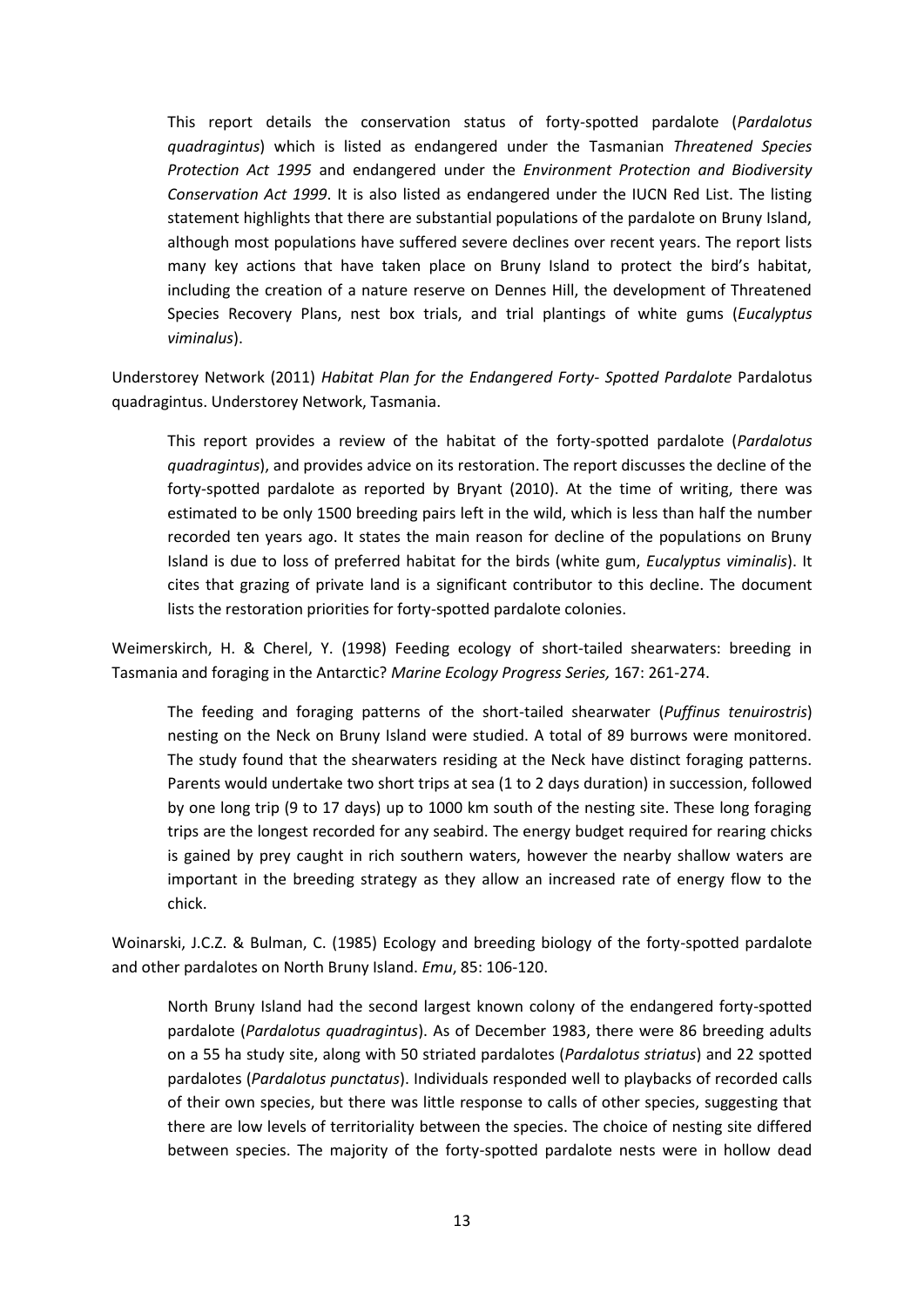This report details the conservation status of forty-spotted pardalote (*Pardalotus quadragintus*) which is listed as endangered under the Tasmanian *Threatened Species Protection Act 1995* and endangered under the *Environment Protection and Biodiversity Conservation Act 1999*. It is also listed as endangered under the IUCN Red List. The listing statement highlights that there are substantial populations of the pardalote on Bruny Island, although most populations have suffered severe declines over recent years. The report lists many key actions that have taken place on Bruny Island to protect the bird's habitat, including the creation of a nature reserve on Dennes Hill, the development of Threatened Species Recovery Plans, nest box trials, and trial plantings of white gums (*Eucalyptus viminalus*).

Understorey Network (2011) *Habitat Plan for the Endangered Forty- Spotted Pardalote* Pardalotus quadragintus. Understorey Network, Tasmania.

This report provides a review of the habitat of the forty-spotted pardalote (*Pardalotus quadragintus*), and provides advice on its restoration. The report discusses the decline of the forty-spotted pardalote as reported by Bryant (2010). At the time of writing, there was estimated to be only 1500 breeding pairs left in the wild, which is less than half the number recorded ten years ago. It states the main reason for decline of the populations on Bruny Island is due to loss of preferred habitat for the birds (white gum, *Eucalyptus viminalis*). It cites that grazing of private land is a significant contributor to this decline. The document lists the restoration priorities for forty-spotted pardalote colonies.

Weimerskirch, H. & Cherel, Y. (1998) Feeding ecology of short-tailed shearwaters: breeding in Tasmania and foraging in the Antarctic? *Marine Ecology Progress Series,* 167: 261-274.

The feeding and foraging patterns of the short-tailed shearwater (*Puffinus tenuirostris*) nesting on the Neck on Bruny Island were studied. A total of 89 burrows were monitored. The study found that the shearwaters residing at the Neck have distinct foraging patterns. Parents would undertake two short trips at sea (1 to 2 days duration) in succession, followed by one long trip (9 to 17 days) up to 1000 km south of the nesting site. These long foraging trips are the longest recorded for any seabird. The energy budget required for rearing chicks is gained by prey caught in rich southern waters, however the nearby shallow waters are important in the breeding strategy as they allow an increased rate of energy flow to the chick.

Woinarski, J.C.Z. & Bulman, C. (1985) Ecology and breeding biology of the forty-spotted pardalote and other pardalotes on North Bruny Island. *Emu*, 85: 106-120.

North Bruny Island had the second largest known colony of the endangered forty-spotted pardalote (*Pardalotus quadragintus*). As of December 1983, there were 86 breeding adults on a 55 ha study site, along with 50 striated pardalotes (*Pardalotus striatus*) and 22 spotted pardalotes (*Pardalotus punctatus*). Individuals responded well to playbacks of recorded calls of their own species, but there was little response to calls of other species, suggesting that there are low levels of territoriality between the species. The choice of nesting site differed between species. The majority of the forty-spotted pardalote nests were in hollow dead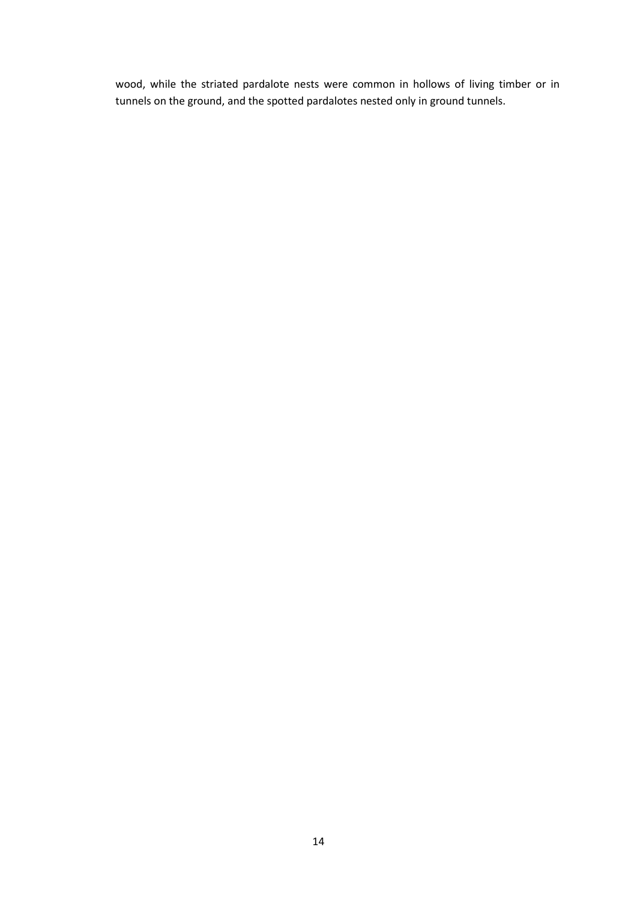wood, while the striated pardalote nests were common in hollows of living timber or in tunnels on the ground, and the spotted pardalotes nested only in ground tunnels.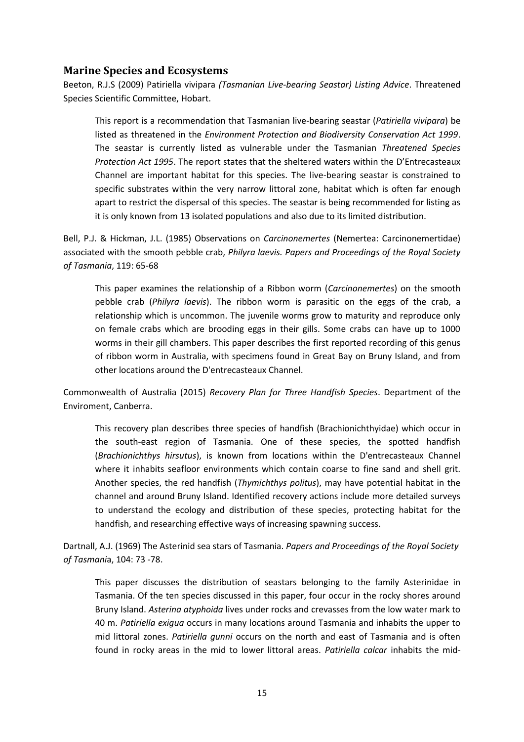## Marine Species and Ecosystems

Beeton, R.J.S (2009) Patiriella vivipara *(Tasmanian Live-bearing Seastar) Listing Advice*. Threatened Species Scientific Committee, Hobart.

> This report is a recommendation that Tasmanian live-bearing seastar (*Patiriella vivipara*) be listed as threatened in the *Environment Protection and Biodiversity Conservation Act 1999*. The seastar is currently listed as vulnerable under the Tasmanian *Threatened Species Protection Act 1995*. The report states that the sheltered waters within the D'Entrecasteaux Channel are important habitat for this species. The live-bearing seastar is constrained to specific substrates within the very narrow littoral zone, habitat which is often far enough apart to restrict the dispersal of this species. The seastar is being recommended for listing as it is only known from 13 isolated populations and also due to its limited distribution.

Bell, P.J. & Hickman, J.L. (1985) Observations on *Carcinonemertes* (Nemertea: Carcinonemertidae) associated with the smooth pebble crab, *Philyra laevis. Papers and Proceedings of the Royal Society of Tasmania*, 119: 65-68

> This paper examines the relationship of a Ribbon worm (*Carcinonemertes*) on the smooth pebble crab (*Philyra laevis*). The ribbon worm is parasitic on the eggs of the crab, a relationship which is uncommon. The juvenile worms grow to maturity and reproduce only on female crabs which are brooding eggs in their gills. Some crabs can have up to 1000 worms in their gill chambers. This paper describes the first reported recording of this genus of ribbon worm in Australia, with specimens found in Great Bay on Bruny Island, and from other locations around the D'entrecasteaux Channel.

Commonwealth of Australia (2015) *Recovery Plan for Three Handfish Species*. Department of the Enviroment, Canberra.

> This recovery plan describes three species of handfish (Brachionichthyidae) which occur in the south-east region of Tasmania. One of these species, the spotted handfish (*Brachionichthys hirsutus*), is known from locations within the D'entrecasteaux Channel where it inhabits seafloor environments which contain coarse to fine sand and shell grit. Another species, the red handfish (*Thymichthys politus*), may have potential habitat in the channel and around Bruny Island. Identified recovery actions include more detailed surveys to understand the ecology and distribution of these species, protecting habitat for the handfish, and researching effective ways of increasing spawning success.

Dartnall, A.J. (1969) The Asterinid sea stars of Tasmania. *Papers and Proceedings of the Royal Society of Tasmani*a, 104: 73 -78.

> This paper discusses the distribution of seastars belonging to the family Asterinidae in Tasmania. Of the ten species discussed in this paper, four occur in the rocky shores around Bruny Island. *Asterina atyphoida* lives under rocks and crevasses from the low water mark to 40 m. *Patiriella exigua* occurs in many locations around Tasmania and inhabits the upper to mid littoral zones. *Patiriella gunni* occurs on the north and east of Tasmania and is often found in rocky areas in the mid to lower littoral areas. *Patiriella calcar* inhabits the mid-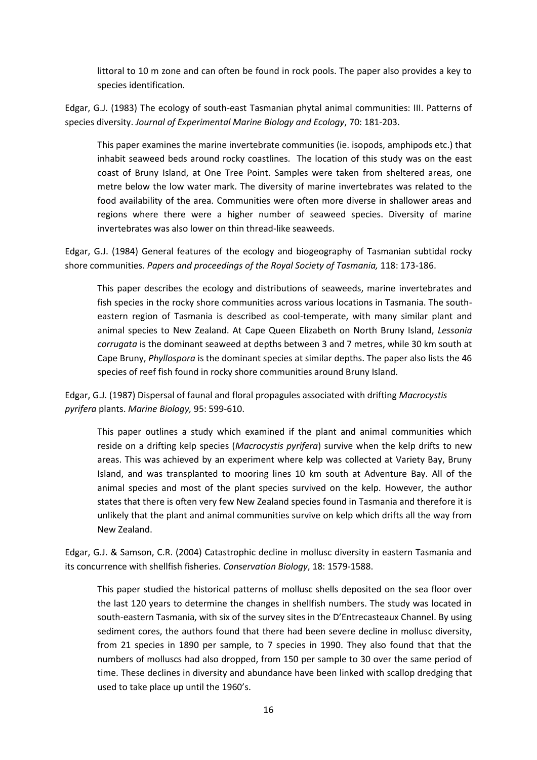littoral to 10 m zone and can often be found in rock pools. The paper also provides a key to species identification.

Edgar, G.J. (1983) The ecology of south-east Tasmanian phytal animal communities: III. Patterns of species diversity. *Journal of Experimental Marine Biology and Ecology*, 70: 181-203.

> This paper examines the marine invertebrate communities (ie. isopods, amphipods etc.) that inhabit seaweed beds around rocky coastlines. The location of this study was on the east coast of Bruny Island, at One Tree Point. Samples were taken from sheltered areas, one metre below the low water mark. The diversity of marine invertebrates was related to the food availability of the area. Communities were often more diverse in shallower areas and regions where there were a higher number of seaweed species. Diversity of marine invertebrates was also lower on thin thread-like seaweeds.

Edgar, G.J. (1984) General features of the ecology and biogeography of Tasmanian subtidal rocky shore communities. *Papers and proceedings of the Royal Society of Tasmania,* 118: 173-186.

> This paper describes the ecology and distributions of seaweeds, marine invertebrates and fish species in the rocky shore communities across various locations in Tasmania. The south-eastern region of Tasmania is described as cool-temperate, with many similar plant and animal species to New Zealand. At Cape Queen Elizabeth on North Bruny Island, *Lessonia corrugata* is the dominant seaweed at depths between 3 and 7 metres, while 30 km south at Cape Bruny, *Phyllospora* is the dominant species at similar depths. The paper also lists the 46 species of reef fish found in rocky shore communities around Bruny Island.

Edgar, G.J. (1987) Dispersal of faunal and floral propagules associated with drifting *Macrocystis pyrifera* plants. *Marine Biology,* 95: 599-610.

> This paper outlines a study which examined if the plant and animal communities which reside on a drifting kelp species (*Macrocystis pyrifera*) survive when the kelp drifts to new areas. This was achieved by an experiment where kelp was collected at Variety Bay, Bruny Island, and was transplanted to mooring lines 10 km south at Adventure Bay. All of the animal species and most of the plant species survived on the kelp. However, the author states that there is often very few New Zealand species found in Tasmania and therefore it is unlikely that the plant and animal communities survive on kelp which drifts all the way from New Zealand.

Edgar, G.J. & Samson, C.R. (2004) Catastrophic decline in mollusc diversity in eastern Tasmania and its concurrence with shellfish fisheries. *Conservation Biology*, 18: 1579-1588.

> This paper studied the historical patterns of mollusc shells deposited on the sea floor over the last 120 years to determine the changes in shellfish numbers. The study was located in south-eastern Tasmania, with six of the survey sites in the D'Entrecasteaux Channel. By using sediment cores, the authors found that there had been severe decline in mollusc diversity, from 21 species in 1890 per sample, to 7 species in 1990. They also found that that the numbers of molluscs had also dropped, from 150 per sample to 30 over the same period of time. These declines in diversity and abundance have been linked with scallop dredging that used to take place up until the 1960's.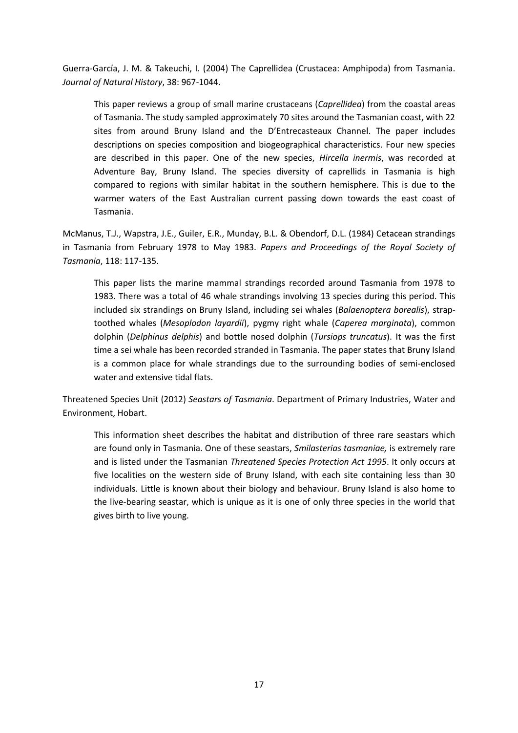Guerra-García, J. M. & Takeuchi, I. (2004) The Caprellidea (Crustacea: Amphipoda) from Tasmania. *Journal of Natural History*, 38: 967-1044.

> This paper reviews a group of small marine crustaceans (*Caprellidea*) from the coastal areas of Tasmania. The study sampled approximately 70 sites around the Tasmanian coast, with 22 sites from around Bruny Island and the D'Entrecasteaux Channel. The paper includes descriptions on species composition and biogeographical characteristics. Four new species are described in this paper. One of the new species, *Hircella inermis*, was recorded at Adventure Bay, Bruny Island. The species diversity of caprellids in Tasmania is high compared to regions with similar habitat in the southern hemisphere. This is due to the warmer waters of the East Australian current passing down towards the east coast of Tasmania.

McManus, T.J., Wapstra, J.E., Guiler, E.R., Munday, B.L. & Obendorf, D.L. (1984) Cetacean strandings in Tasmania from February 1978 to May 1983. *Papers and Proceedings of the Royal Society of Tasmania*, 118: 117-135.

> This paper lists the marine mammal strandings recorded around Tasmania from 1978 to 1983. There was a total of 46 whale strandings involving 13 species during this period. This included six strandings on Bruny Island, including sei whales (*Balaenoptera borealis*), strap-toothed whales (*Mesoplodon layardii*), pygmy right whale (*Caperea marginata*), common dolphin (*Delphinus delphis*) and bottle nosed dolphin (*Tursiops truncatus*). It was the first time a sei whale has been recorded stranded in Tasmania. The paper states that Bruny Island is a common place for whale strandings due to the surrounding bodies of semi-enclosed water and extensive tidal flats.

Threatened Species Unit (2012) *Seastars of Tasmania*. Department of Primary Industries, Water and Environment, Hobart.

> This information sheet describes the habitat and distribution of three rare seastars which are found only in Tasmania. One of these seastars, *Smilasterias tasmaniae,* is extremely rare and is listed under the Tasmanian *Threatened Species Protection Act 1995*. It only occurs at five localities on the western side of Bruny Island, with each site containing less than 30 individuals. Little is known about their biology and behaviour. Bruny Island is also home to the live-bearing seastar, which is unique as it is one of only three species in the world that gives birth to live young.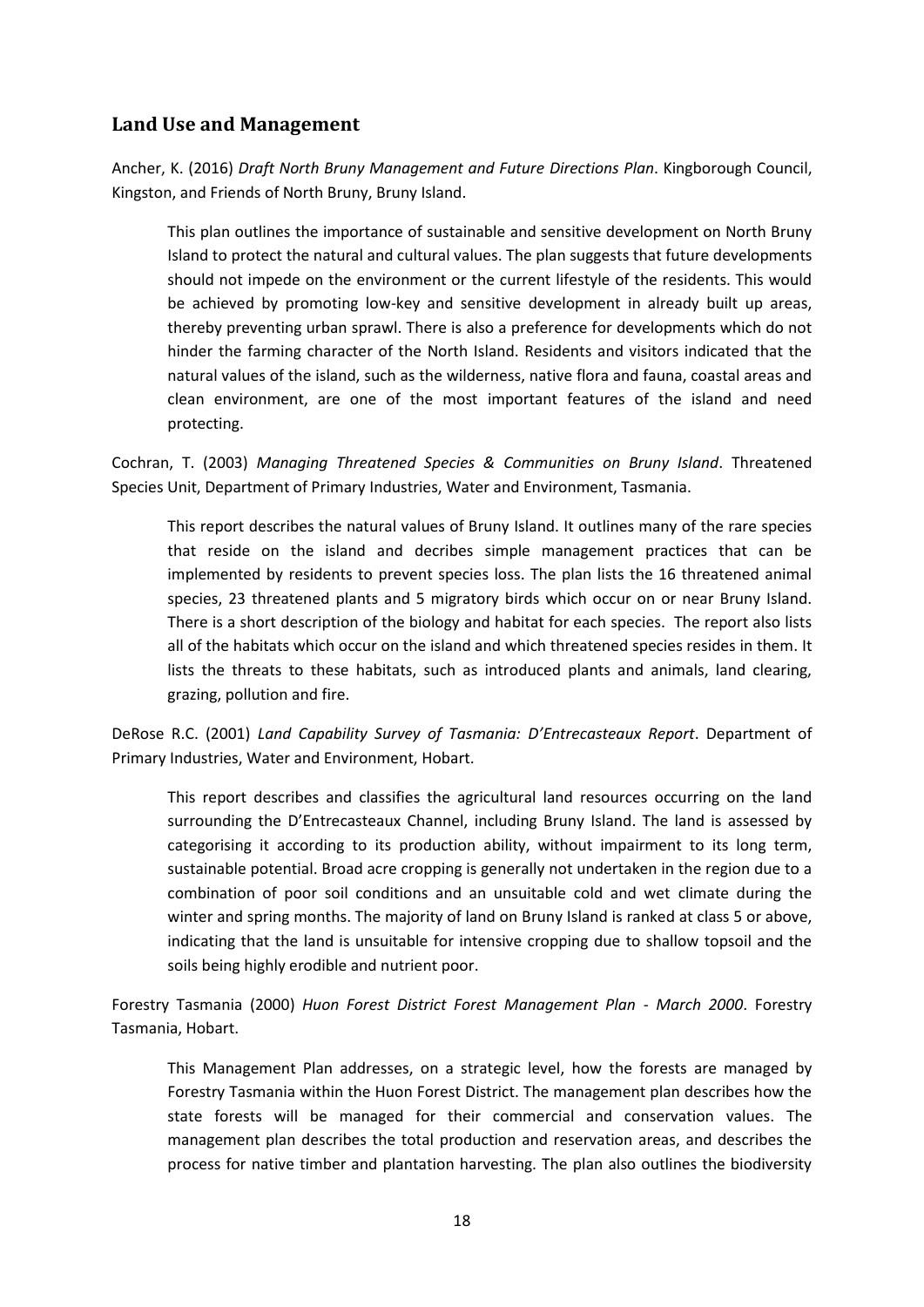## Land Use and Management

Ancher, K. (2016) *Draft North Bruny Management and Future Directions Plan*. Kingborough Council, Kingston, and Friends of North Bruny, Bruny Island.

> This plan outlines the importance of sustainable and sensitive development on North Bruny Island to protect the natural and cultural values. The plan suggests that future developments should not impede on the environment or the current lifestyle of the residents. This would be achieved by promoting low-key and sensitive development in already built up areas, thereby preventing urban sprawl. There is also a preference for developments which do not hinder the farming character of the North Island. Residents and visitors indicated that the natural values of the island, such as the wilderness, native flora and fauna, coastal areas and clean environment, are one of the most important features of the island and need protecting.

Cochran, T. (2003) *Managing Threatened Species & Communities on Bruny Island*. Threatened Species Unit, Department of Primary Industries, Water and Environment, Tasmania.

> This report describes the natural values of Bruny Island. It outlines many of the rare species that reside on the island and decribes simple management practices that can be implemented by residents to prevent species loss. The plan lists the 16 threatened animal species, 23 threatened plants and 5 migratory birds which occur on or near Bruny Island. There is a short description of the biology and habitat for each species. The report also lists all of the habitats which occur on the island and which threatened species resides in them. It lists the threats to these habitats, such as introduced plants and animals, land clearing, grazing, pollution and fire.

DeRose R.C. (2001) *Land Capability Survey of Tasmania: D'Entrecasteaux Report*. Department of Primary Industries, Water and Environment, Hobart.

> This report describes and classifies the agricultural land resources occurring on the land surrounding the D'Entrecasteaux Channel, including Bruny Island. The land is assessed by categorising it according to its production ability, without impairment to its long term, sustainable potential. Broad acre cropping is generally not undertaken in the region due to a combination of poor soil conditions and an unsuitable cold and wet climate during the winter and spring months. The majority of land on Bruny Island is ranked at class 5 or above, indicating that the land is unsuitable for intensive cropping due to shallow topsoil and the soils being highly erodible and nutrient poor.

Forestry Tasmania (2000) *Huon Forest District Forest Management Plan - March 2000*. Forestry Tasmania, Hobart.

> This Management Plan addresses, on a strategic level, how the forests are managed by Forestry Tasmania within the Huon Forest District. The management plan describes how the state forests will be managed for their commercial and conservation values. The management plan describes the total production and reservation areas, and describes the process for native timber and plantation harvesting. The plan also outlines the biodiversity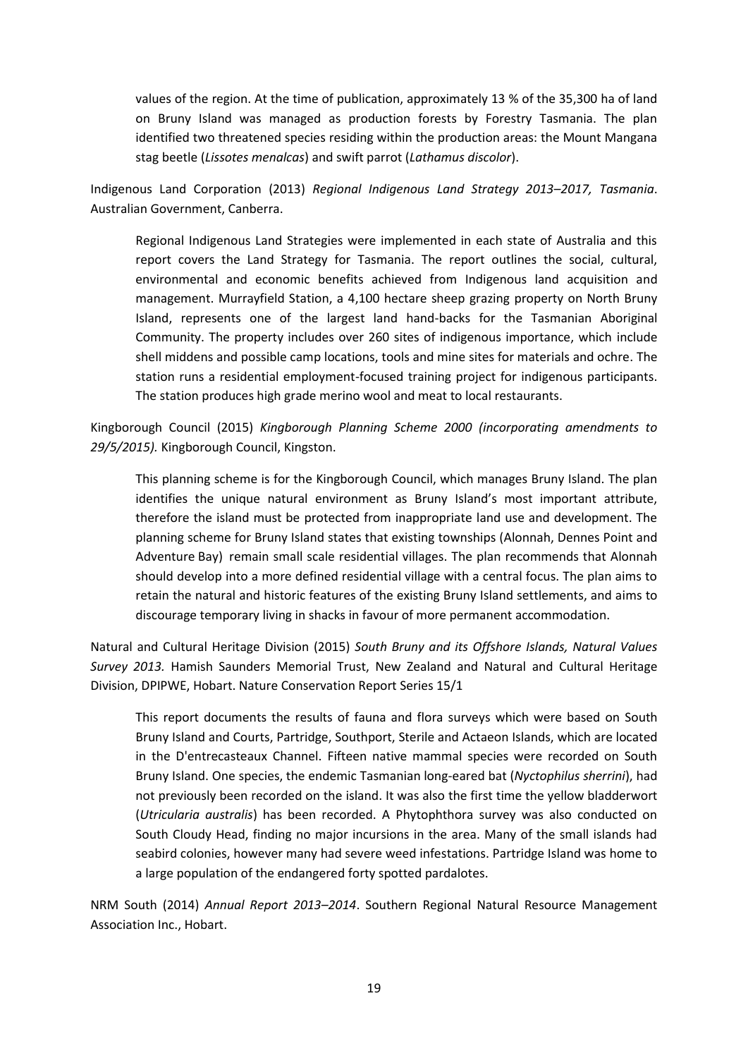values of the region. At the time of publication, approximately 13 % of the 35,300 ha of land on Bruny Island was managed as production forests by Forestry Tasmania. The plan identified two threatened species residing within the production areas: the Mount Mangana stag beetle (*Lissotes menalcas*) and swift parrot (*Lathamus discolor*).

Indigenous Land Corporation (2013) *Regional Indigenous Land Strategy 2013–2017, Tasmania*. Australian Government, Canberra.

Regional Indigenous Land Strategies were implemented in each state of Australia and this report covers the Land Strategy for Tasmania. The report outlines the social, cultural, environmental and economic benefits achieved from Indigenous land acquisition and management. Murrayfield Station, a 4,100 hectare sheep grazing property on North Bruny Island, represents one of the largest land hand-backs for the Tasmanian Aboriginal Community. The property includes over 260 sites of indigenous importance, which include shell middens and possible camp locations, tools and mine sites for materials and ochre. The station runs a residential employment-focused training project for indigenous participants. The station produces high grade merino wool and meat to local restaurants.

Kingborough Council (2015) *Kingborough Planning Scheme 2000 (incorporating amendments to 29/5/2015).* Kingborough Council, Kingston.

This planning scheme is for the Kingborough Council, which manages Bruny Island. The plan identifies the unique natural environment as Bruny Island's most important attribute, therefore the island must be protected from inappropriate land use and development. The planning scheme for Bruny Island states that existing townships (Alonnah, Dennes Point and Adventure Bay) remain small scale residential villages. The plan recommends that Alonnah should develop into a more defined residential village with a central focus. The plan aims to retain the natural and historic features of the existing Bruny Island settlements, and aims to discourage temporary living in shacks in favour of more permanent accommodation.

Natural and Cultural Heritage Division (2015) *South Bruny and its Offshore Islands, Natural Values Survey 2013.* Hamish Saunders Memorial Trust, New Zealand and Natural and Cultural Heritage Division, DPIPWE, Hobart. Nature Conservation Report Series 15/1

This report documents the results of fauna and flora surveys which were based on South Bruny Island and Courts, Partridge, Southport, Sterile and Actaeon Islands, which are located in the D'entrecasteaux Channel. Fifteen native mammal species were recorded on South Bruny Island. One species, the endemic Tasmanian long-eared bat (*Nyctophilus sherrini*), had not previously been recorded on the island. It was also the first time the yellow bladderwort (*Utricularia australis*) has been recorded. A Phytophthora survey was also conducted on South Cloudy Head, finding no major incursions in the area. Many of the small islands had seabird colonies, however many had severe weed infestations. Partridge Island was home to a large population of the endangered forty spotted pardalotes.

NRM South (2014) *Annual Report 2013–2014*. Southern Regional Natural Resource Management Association Inc., Hobart.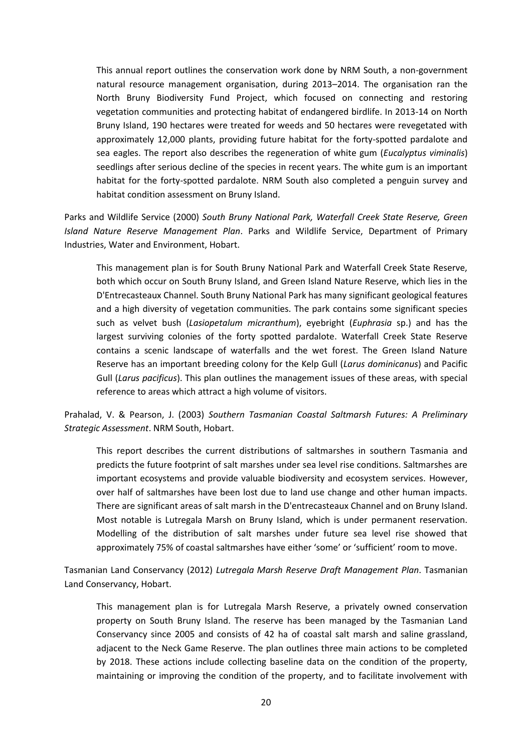This annual report outlines the conservation work done by NRM South, a non-government natural resource management organisation, during 2013–2014. The organisation ran the North Bruny Biodiversity Fund Project, which focused on connecting and restoring vegetation communities and protecting habitat of endangered birdlife. In 2013-14 on North Bruny Island, 190 hectares were treated for weeds and 50 hectares were revegetated with approximately 12,000 plants, providing future habitat for the forty-spotted pardalote and sea eagles. The report also describes the regeneration of white gum (*Eucalyptus viminalis*) seedlings after serious decline of the species in recent years. The white gum is an important habitat for the forty-spotted pardalote. NRM South also completed a penguin survey and habitat condition assessment on Bruny Island.

Parks and Wildlife Service (2000) *South Bruny National Park, Waterfall Creek State Reserve, Green Island Nature Reserve Management Plan*. Parks and Wildlife Service, Department of Primary Industries, Water and Environment, Hobart.

This management plan is for South Bruny National Park and Waterfall Creek State Reserve, both which occur on South Bruny Island, and Green Island Nature Reserve, which lies in the D'Entrecasteaux Channel. South Bruny National Park has many significant geological features and a high diversity of vegetation communities. The park contains some significant species such as velvet bush (*Lasiopetalum micranthum*), eyebright (*Euphrasia* sp.) and has the largest surviving colonies of the forty spotted pardalote. Waterfall Creek State Reserve contains a scenic landscape of waterfalls and the wet forest. The Green Island Nature Reserve has an important breeding colony for the Kelp Gull (*Larus dominicanus*) and Pacific Gull (*Larus pacificus*). This plan outlines the management issues of these areas, with special reference to areas which attract a high volume of visitors.

Prahalad, V. & Pearson, J. (2003) *Southern Tasmanian Coastal Saltmarsh Futures: A Preliminary Strategic Assessment*. NRM South, Hobart.

This report describes the current distributions of saltmarshes in southern Tasmania and predicts the future footprint of salt marshes under sea level rise conditions. Saltmarshes are important ecosystems and provide valuable biodiversity and ecosystem services. However, over half of saltmarshes have been lost due to land use change and other human impacts. There are significant areas of salt marsh in the D'entrecasteaux Channel and on Bruny Island. Most notable is Lutregala Marsh on Bruny Island, which is under permanent reservation. Modelling of the distribution of salt marshes under future sea level rise showed that approximately 75% of coastal saltmarshes have either 'some' or 'sufficient' room to move.

Tasmanian Land Conservancy (2012) *Lutregala Marsh Reserve Draft Management Plan*. Tasmanian Land Conservancy, Hobart.

This management plan is for Lutregala Marsh Reserve, a privately owned conservation property on South Bruny Island. The reserve has been managed by the Tasmanian Land Conservancy since 2005 and consists of 42 ha of coastal salt marsh and saline grassland, adjacent to the Neck Game Reserve. The plan outlines three main actions to be completed by 2018. These actions include collecting baseline data on the condition of the property, maintaining or improving the condition of the property, and to facilitate involvement with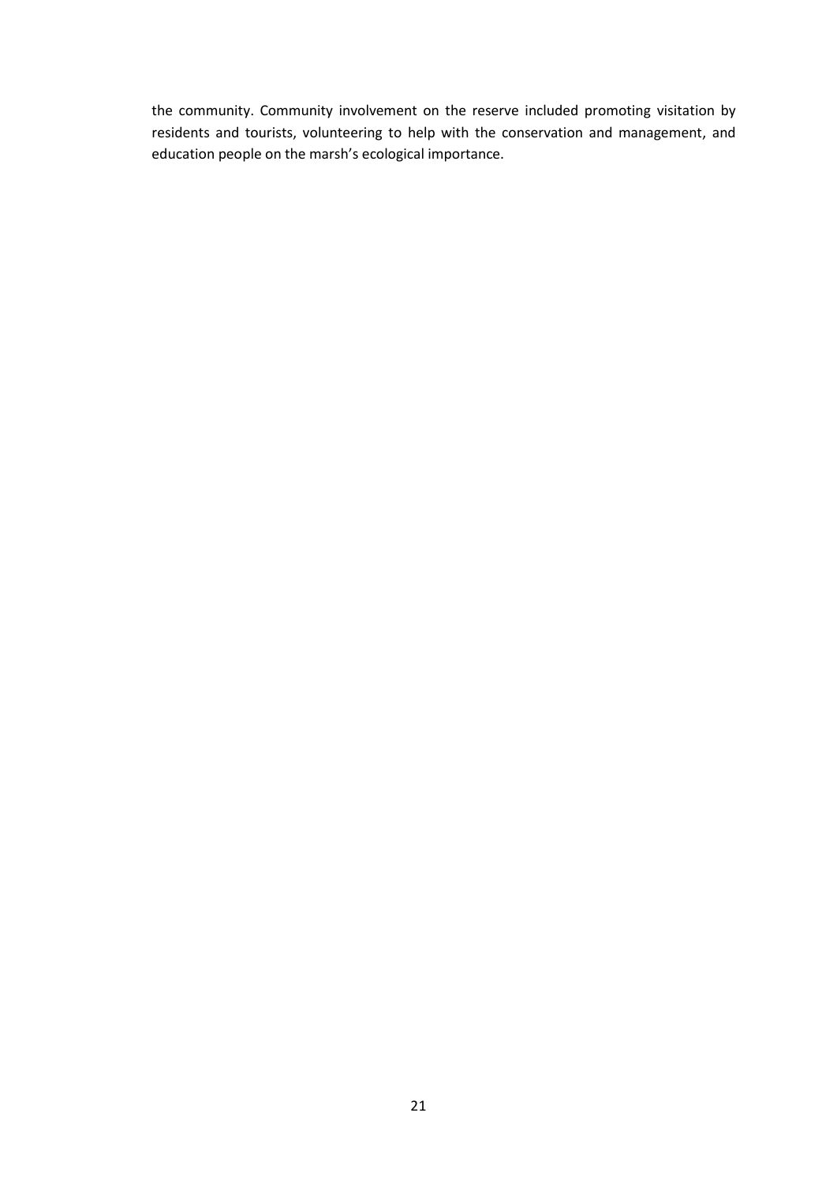the community. Community involvement on the reserve included promoting visitation by residents and tourists, volunteering to help with the conservation and management, and education people on the marsh's ecological importance.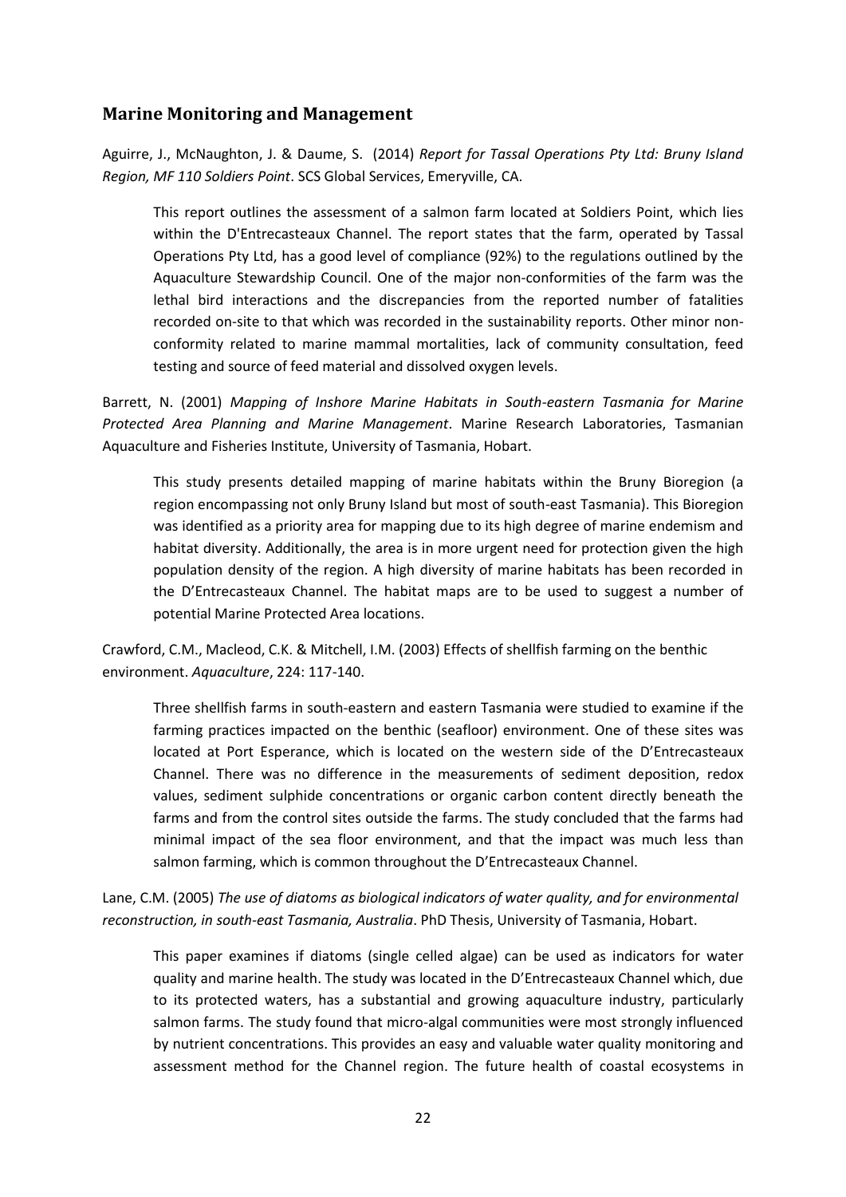## Marine Monitoring and Management

Aguirre, J., McNaughton, J. & Daume, S. (2014) *Report for Tassal Operations Pty Ltd: Bruny Island Region, MF 110 Soldiers Point*. SCS Global Services, Emeryville, CA.

> This report outlines the assessment of a salmon farm located at Soldiers Point, which lies within the D'Entrecasteaux Channel. The report states that the farm, operated by Tassal Operations Pty Ltd, has a good level of compliance (92%) to the regulations outlined by the Aquaculture Stewardship Council. One of the major non-conformities of the farm was the lethal bird interactions and the discrepancies from the reported number of fatalities recorded on-site to that which was recorded in the sustainability reports. Other minor non-conformity related to marine mammal mortalities, lack of community consultation, feed testing and source of feed material and dissolved oxygen levels.

Barrett, N. (2001) *Mapping of Inshore Marine Habitats in South-eastern Tasmania for Marine Protected Area Planning and Marine Management*. Marine Research Laboratories, Tasmanian Aquaculture and Fisheries Institute, University of Tasmania, Hobart.

> This study presents detailed mapping of marine habitats within the Bruny Bioregion (a region encompassing not only Bruny Island but most of south-east Tasmania). This Bioregion was identified as a priority area for mapping due to its high degree of marine endemism and habitat diversity. Additionally, the area is in more urgent need for protection given the high population density of the region. A high diversity of marine habitats has been recorded in the D'Entrecasteaux Channel. The habitat maps are to be used to suggest a number of potential Marine Protected Area locations.

Crawford, C.M., Macleod, C.K. & Mitchell, I.M. (2003) Effects of shellfish farming on the benthic environment. *Aquaculture*, 224: 117-140.

> Three shellfish farms in south-eastern and eastern Tasmania were studied to examine if the farming practices impacted on the benthic (seafloor) environment. One of these sites was located at Port Esperance, which is located on the western side of the D'Entrecasteaux Channel. There was no difference in the measurements of sediment deposition, redox values, sediment sulphide concentrations or organic carbon content directly beneath the farms and from the control sites outside the farms. The study concluded that the farms had minimal impact of the sea floor environment, and that the impact was much less than salmon farming, which is common throughout the D'Entrecasteaux Channel.

Lane, C.M. (2005) *The use of diatoms as biological indicators of water quality, and for environmental reconstruction, in south-east Tasmania, Australia*. PhD Thesis, University of Tasmania, Hobart.

> This paper examines if diatoms (single celled algae) can be used as indicators for water quality and marine health. The study was located in the D'Entrecasteaux Channel which, due to its protected waters, has a substantial and growing aquaculture industry, particularly salmon farms. The study found that micro-algal communities were most strongly influenced by nutrient concentrations. This provides an easy and valuable water quality monitoring and assessment method for the Channel region. The future health of coastal ecosystems in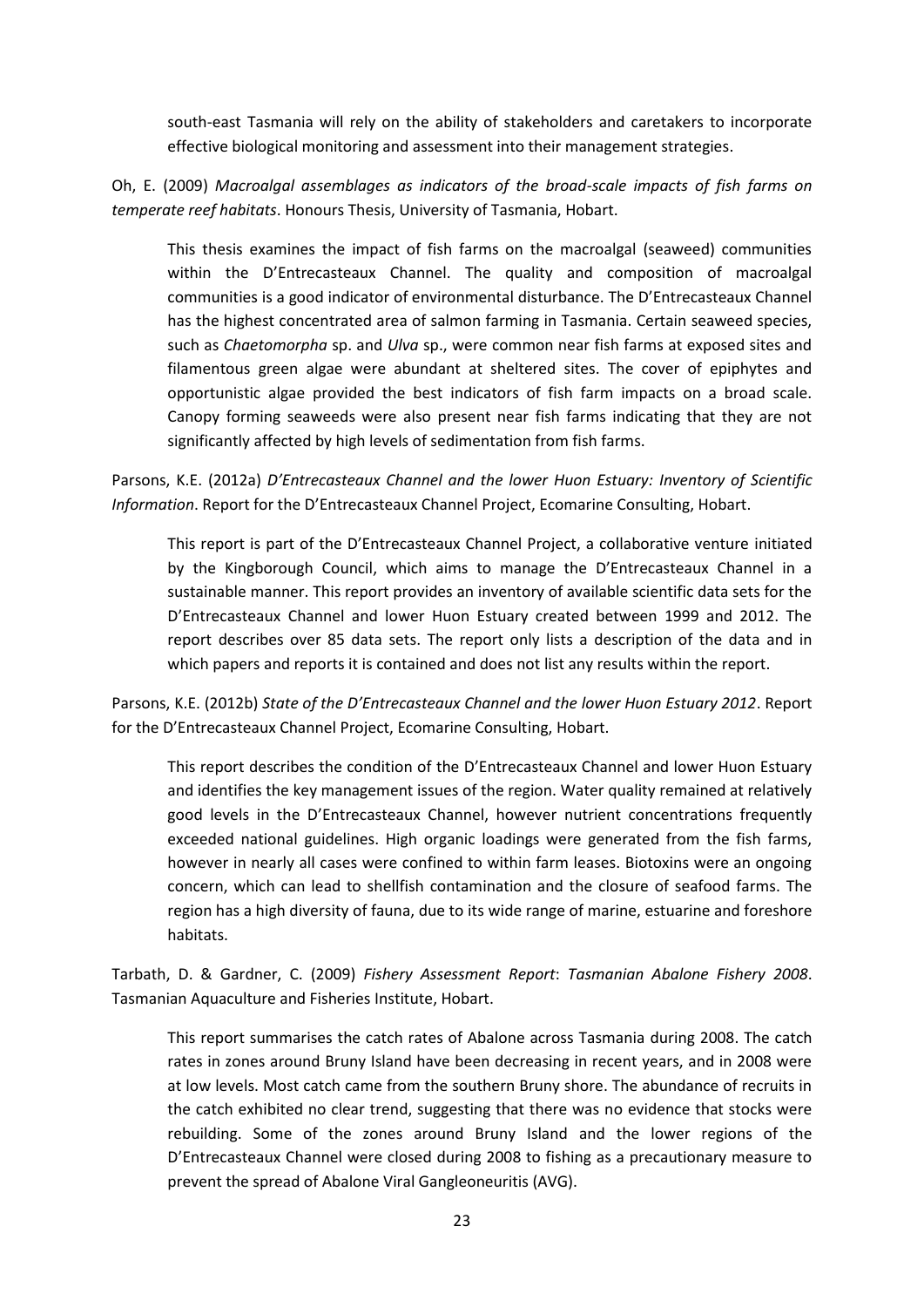south-east Tasmania will rely on the ability of stakeholders and caretakers to incorporate effective biological monitoring and assessment into their management strategies.

Oh, E. (2009) *Macroalgal assemblages as indicators of the broad-scale impacts of fish farms on temperate reef habitats*. Honours Thesis, University of Tasmania, Hobart.

> This thesis examines the impact of fish farms on the macroalgal (seaweed) communities within the D'Entrecasteaux Channel. The quality and composition of macroalgal communities is a good indicator of environmental disturbance. The D'Entrecasteaux Channel has the highest concentrated area of salmon farming in Tasmania. Certain seaweed species, such as *Chaetomorpha* sp. and *Ulva* sp., were common near fish farms at exposed sites and filamentous green algae were abundant at sheltered sites. The cover of epiphytes and opportunistic algae provided the best indicators of fish farm impacts on a broad scale. Canopy forming seaweeds were also present near fish farms indicating that they are not significantly affected by high levels of sedimentation from fish farms.

Parsons, K.E. (2012a) *D'Entrecasteaux Channel and the lower Huon Estuary: Inventory of Scientific Information*. Report for the D'Entrecasteaux Channel Project, Ecomarine Consulting, Hobart.

> This report is part of the D'Entrecasteaux Channel Project, a collaborative venture initiated by the Kingborough Council, which aims to manage the D'Entrecasteaux Channel in a sustainable manner. This report provides an inventory of available scientific data sets for the D'Entrecasteaux Channel and lower Huon Estuary created between 1999 and 2012. The report describes over 85 data sets. The report only lists a description of the data and in which papers and reports it is contained and does not list any results within the report.

Parsons, K.E. (2012b) *State of the D'Entrecasteaux Channel and the lower Huon Estuary 2012*. Report for the D'Entrecasteaux Channel Project, Ecomarine Consulting, Hobart.

> This report describes the condition of the D'Entrecasteaux Channel and lower Huon Estuary and identifies the key management issues of the region. Water quality remained at relatively good levels in the D'Entrecasteaux Channel, however nutrient concentrations frequently exceeded national guidelines. High organic loadings were generated from the fish farms, however in nearly all cases were confined to within farm leases. Biotoxins were an ongoing concern, which can lead to shellfish contamination and the closure of seafood farms. The region has a high diversity of fauna, due to its wide range of marine, estuarine and foreshore habitats.

Tarbath, D. & Gardner, C. (2009) *Fishery Assessment Report*: *Tasmanian Abalone Fishery 2008*. Tasmanian Aquaculture and Fisheries Institute, Hobart.

> This report summarises the catch rates of Abalone across Tasmania during 2008. The catch rates in zones around Bruny Island have been decreasing in recent years, and in 2008 were at low levels. Most catch came from the southern Bruny shore. The abundance of recruits in the catch exhibited no clear trend, suggesting that there was no evidence that stocks were rebuilding. Some of the zones around Bruny Island and the lower regions of the D'Entrecasteaux Channel were closed during 2008 to fishing as a precautionary measure to prevent the spread of Abalone Viral Gangleoneuritis (AVG).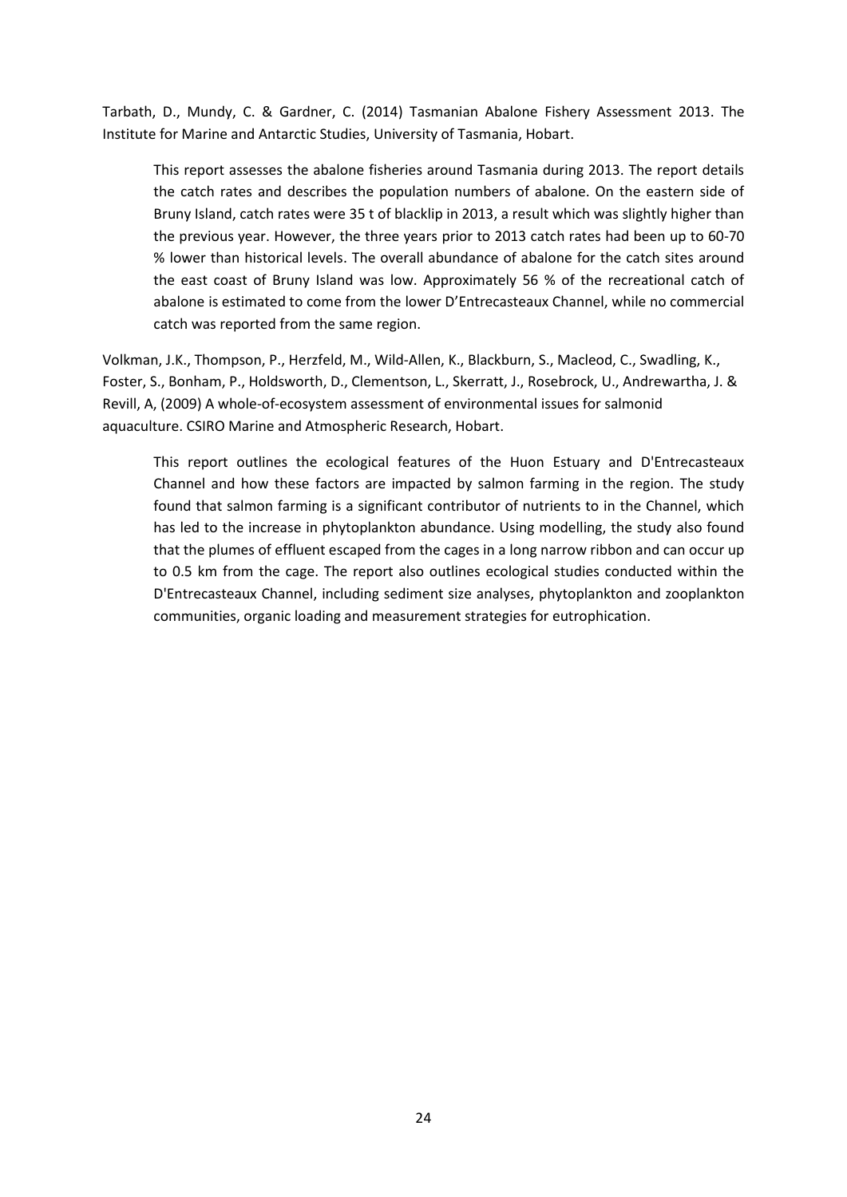Tarbath, D., Mundy, C. & Gardner, C. (2014) Tasmanian Abalone Fishery Assessment 2013. The Institute for Marine and Antarctic Studies, University of Tasmania, Hobart.

> This report assesses the abalone fisheries around Tasmania during 2013. The report details the catch rates and describes the population numbers of abalone. On the eastern side of Bruny Island, catch rates were 35 t of blacklip in 2013, a result which was slightly higher than the previous year. However, the three years prior to 2013 catch rates had been up to 60-70 % lower than historical levels. The overall abundance of abalone for the catch sites around the east coast of Bruny Island was low. Approximately 56 % of the recreational catch of abalone is estimated to come from the lower D'Entrecasteaux Channel, while no commercial catch was reported from the same region.

Volkman, J.K., Thompson, P., Herzfeld, M., Wild-Allen, K., Blackburn, S., Macleod, C., Swadling, K., Foster, S., Bonham, P., Holdsworth, D., Clementson, L., Skerratt, J., Rosebrock, U., Andrewartha, J. & Revill, A, (2009) A whole-of-ecosystem assessment of environmental issues for salmonid aquaculture. CSIRO Marine and Atmospheric Research, Hobart.

> This report outlines the ecological features of the Huon Estuary and D'Entrecasteaux Channel and how these factors are impacted by salmon farming in the region. The study found that salmon farming is a significant contributor of nutrients to in the Channel, which has led to the increase in phytoplankton abundance. Using modelling, the study also found that the plumes of effluent escaped from the cages in a long narrow ribbon and can occur up to 0.5 km from the cage. The report also outlines ecological studies conducted within the D'Entrecasteaux Channel, including sediment size analyses, phytoplankton and zooplankton communities, organic loading and measurement strategies for eutrophication.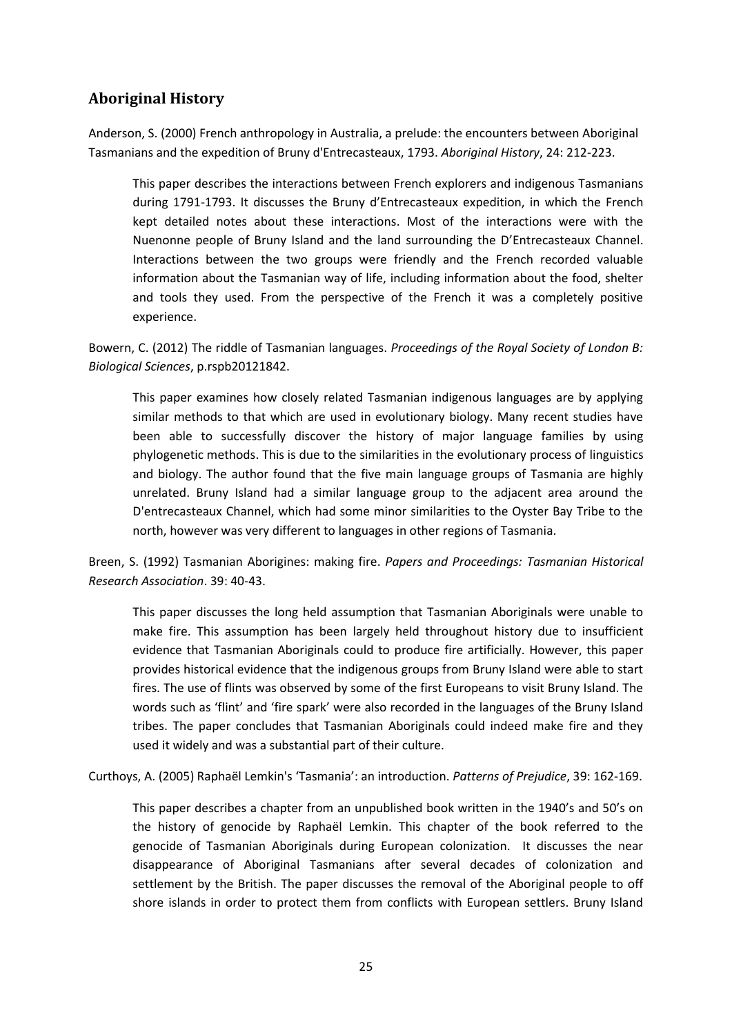## Aboriginal History

Anderson, S. (2000) French anthropology in Australia, a prelude: the encounters between Aboriginal Tasmanians and the expedition of Bruny d'Entrecasteaux, 1793. *Aboriginal History*, 24: 212-223.

> This paper describes the interactions between French explorers and indigenous Tasmanians during 1791-1793. It discusses the Bruny d'Entrecasteaux expedition, in which the French kept detailed notes about these interactions. Most of the interactions were with the Nuenonne people of Bruny Island and the land surrounding the D'Entrecasteaux Channel. Interactions between the two groups were friendly and the French recorded valuable information about the Tasmanian way of life, including information about the food, shelter and tools they used. From the perspective of the French it was a completely positive experience.

Bowern, C. (2012) The riddle of Tasmanian languages. *Proceedings of the Royal Society of London B: Biological Sciences*, p.rspb20121842.

> This paper examines how closely related Tasmanian indigenous languages are by applying similar methods to that which are used in evolutionary biology. Many recent studies have been able to successfully discover the history of major language families by using phylogenetic methods. This is due to the similarities in the evolutionary process of linguistics and biology. The author found that the five main language groups of Tasmania are highly unrelated. Bruny Island had a similar language group to the adjacent area around the D'entrecasteaux Channel, which had some minor similarities to the Oyster Bay Tribe to the north, however was very different to languages in other regions of Tasmania.

Breen, S. (1992) Tasmanian Aborigines: making fire. *Papers and Proceedings: Tasmanian Historical Research Association*. 39: 40-43.

> This paper discusses the long held assumption that Tasmanian Aboriginals were unable to make fire. This assumption has been largely held throughout history due to insufficient evidence that Tasmanian Aboriginals could to produce fire artificially. However, this paper provides historical evidence that the indigenous groups from Bruny Island were able to start fires. The use of flints was observed by some of the first Europeans to visit Bruny Island. The words such as 'flint' and 'fire spark' were also recorded in the languages of the Bruny Island tribes. The paper concludes that Tasmanian Aboriginals could indeed make fire and they used it widely and was a substantial part of their culture.

Curthoys, A. (2005) Raphaël Lemkin's 'Tasmania': an introduction. *Patterns of Prejudice*, 39: 162-169.

> This paper describes a chapter from an unpublished book written in the 1940's and 50's on the history of genocide by Raphaël Lemkin. This chapter of the book referred to the genocide of Tasmanian Aboriginals during European colonization. It discusses the near disappearance of Aboriginal Tasmanians after several decades of colonization and settlement by the British. The paper discusses the removal of the Aboriginal people to off shore islands in order to protect them from conflicts with European settlers. Bruny Island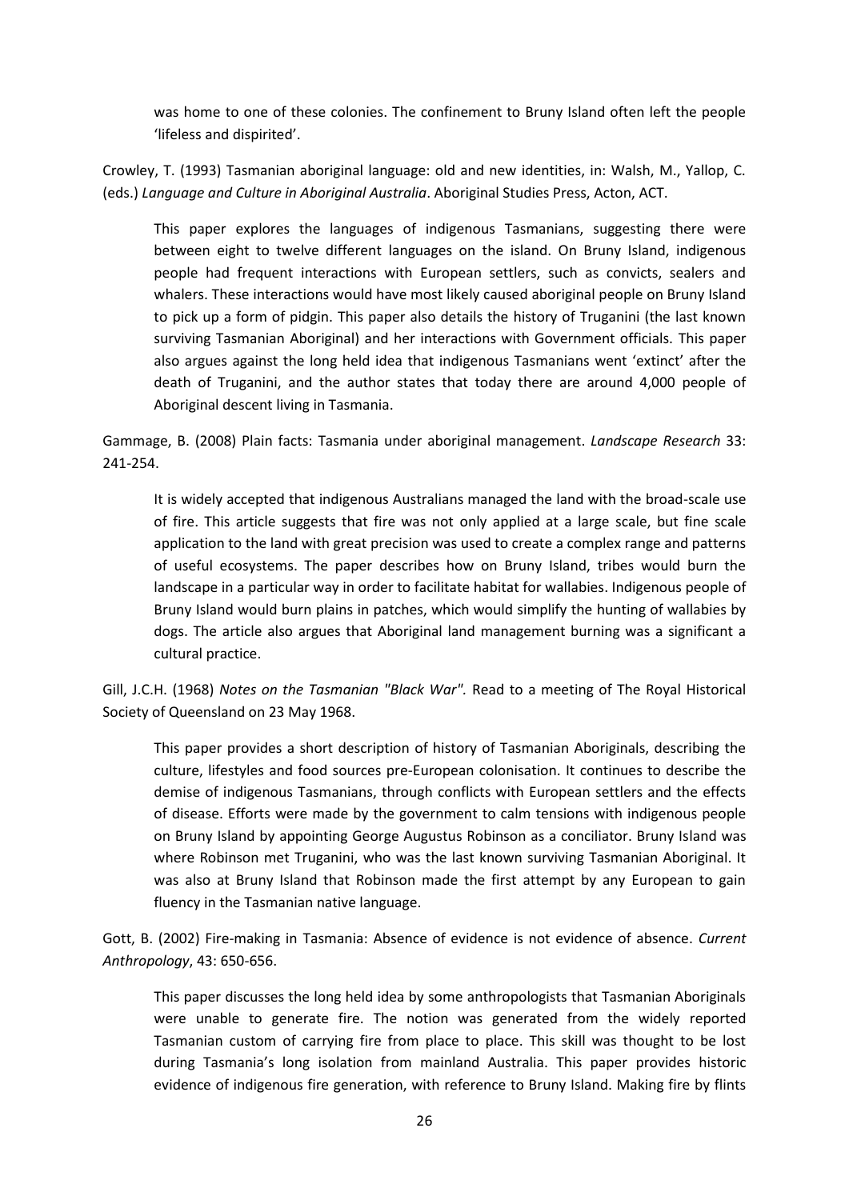was home to one of these colonies. The confinement to Bruny Island often left the people 'lifeless and dispirited'.

Crowley, T. (1993) Tasmanian aboriginal language: old and new identities, in: Walsh, M., Yallop, C. (eds.) *Language and Culture in Aboriginal Australia*. Aboriginal Studies Press, Acton, ACT.

> This paper explores the languages of indigenous Tasmanians, suggesting there were between eight to twelve different languages on the island. On Bruny Island, indigenous people had frequent interactions with European settlers, such as convicts, sealers and whalers. These interactions would have most likely caused aboriginal people on Bruny Island to pick up a form of pidgin. This paper also details the history of Truganini (the last known surviving Tasmanian Aboriginal) and her interactions with Government officials. This paper also argues against the long held idea that indigenous Tasmanians went 'extinct' after the death of Truganini, and the author states that today there are around 4,000 people of Aboriginal descent living in Tasmania.

Gammage, B. (2008) Plain facts: Tasmania under aboriginal management. *Landscape Research* 33: 241-254.

> It is widely accepted that indigenous Australians managed the land with the broad-scale use of fire. This article suggests that fire was not only applied at a large scale, but fine scale application to the land with great precision was used to create a complex range and patterns of useful ecosystems. The paper describes how on Bruny Island, tribes would burn the landscape in a particular way in order to facilitate habitat for wallabies. Indigenous people of Bruny Island would burn plains in patches, which would simplify the hunting of wallabies by dogs. The article also argues that Aboriginal land management burning was a significant a cultural practice.

Gill, J.C.H. (1968) *Notes on the Tasmanian "Black War".* Read to a meeting of The Royal Historical Society of Queensland on 23 May 1968.

> This paper provides a short description of history of Tasmanian Aboriginals, describing the culture, lifestyles and food sources pre-European colonisation. It continues to describe the demise of indigenous Tasmanians, through conflicts with European settlers and the effects of disease. Efforts were made by the government to calm tensions with indigenous people on Bruny Island by appointing George Augustus Robinson as a conciliator. Bruny Island was where Robinson met Truganini, who was the last known surviving Tasmanian Aboriginal. It was also at Bruny Island that Robinson made the first attempt by any European to gain fluency in the Tasmanian native language.

Gott, B. (2002) Fire-making in Tasmania: Absence of evidence is not evidence of absence. *Current Anthropology*, 43: 650-656.

> This paper discusses the long held idea by some anthropologists that Tasmanian Aboriginals were unable to generate fire. The notion was generated from the widely reported Tasmanian custom of carrying fire from place to place. This skill was thought to be lost during Tasmania's long isolation from mainland Australia. This paper provides historic evidence of indigenous fire generation, with reference to Bruny Island. Making fire by flints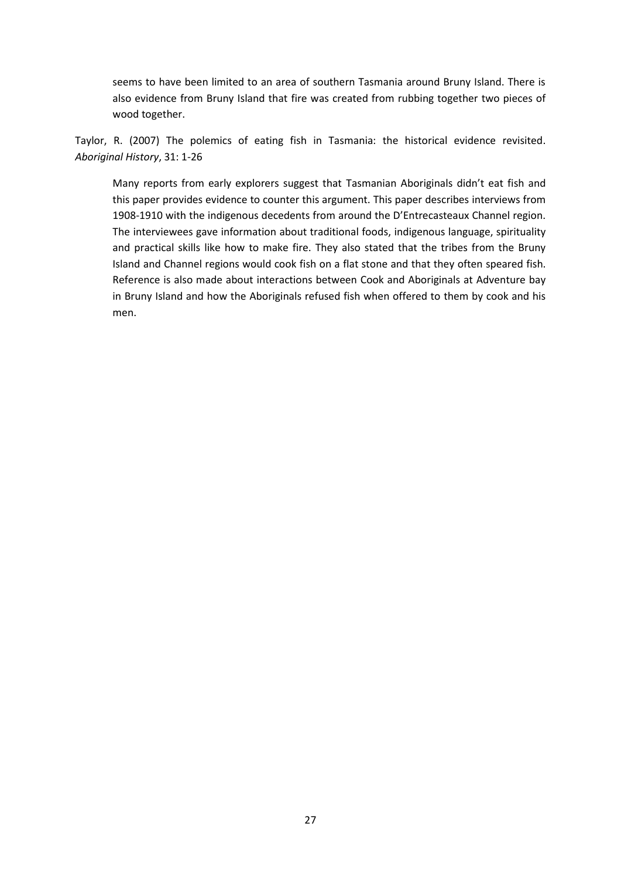seems to have been limited to an area of southern Tasmania around Bruny Island. There is also evidence from Bruny Island that fire was created from rubbing together two pieces of wood together.

Taylor, R. (2007) The polemics of eating fish in Tasmania: the historical evidence revisited. *Aboriginal History*, 31: 1-26

Many reports from early explorers suggest that Tasmanian Aboriginals didn't eat fish and this paper provides evidence to counter this argument. This paper describes interviews from 1908-1910 with the indigenous decedents from around the D'Entrecasteaux Channel region. The interviewees gave information about traditional foods, indigenous language, spirituality and practical skills like how to make fire. They also stated that the tribes from the Bruny Island and Channel regions would cook fish on a flat stone and that they often speared fish. Reference is also made about interactions between Cook and Aboriginals at Adventure bay in Bruny Island and how the Aboriginals refused fish when offered to them by cook and his men.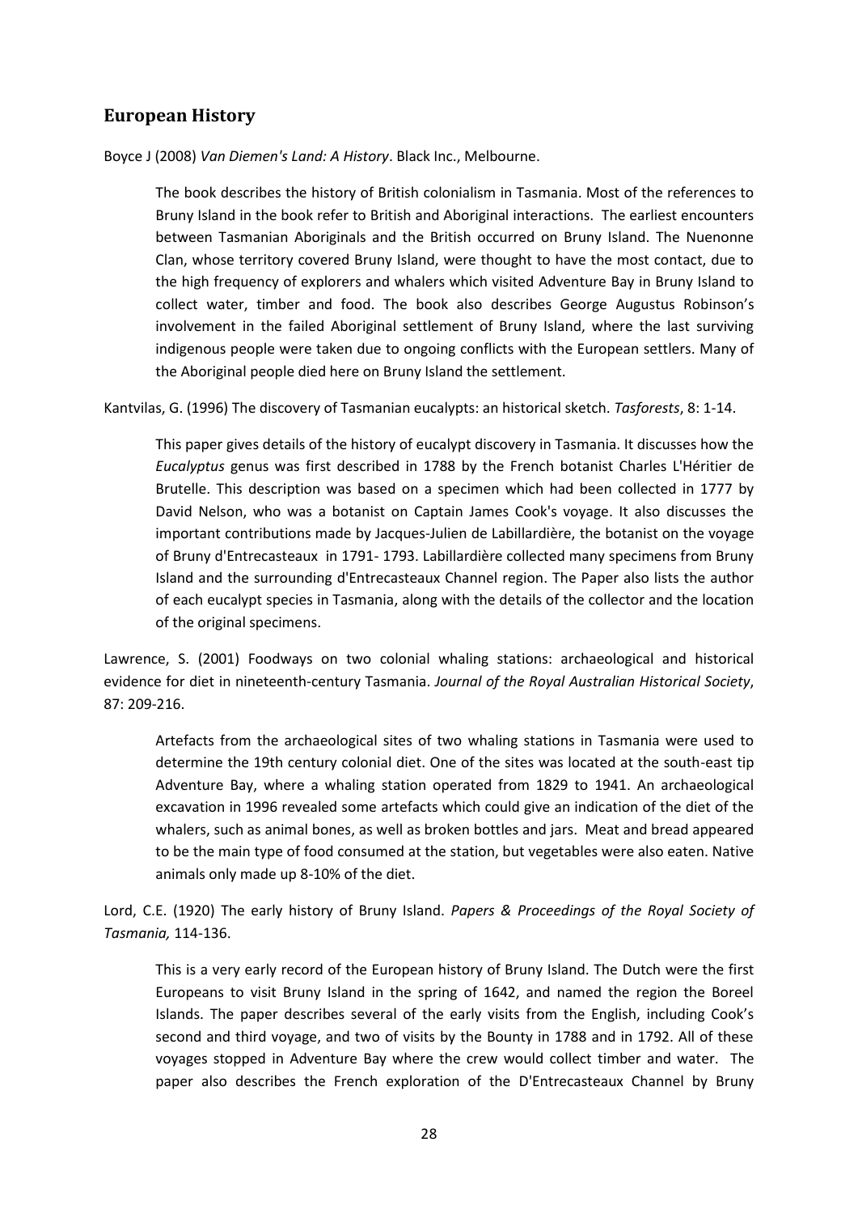## European History

Boyce J (2008) *Van Diemen's Land: A History*. Black Inc., Melbourne.

> The book describes the history of British colonialism in Tasmania. Most of the references to Bruny Island in the book refer to British and Aboriginal interactions. The earliest encounters between Tasmanian Aboriginals and the British occurred on Bruny Island. The Nuenonne Clan, whose territory covered Bruny Island, were thought to have the most contact, due to the high frequency of explorers and whalers which visited Adventure Bay in Bruny Island to collect water, timber and food. The book also describes George Augustus Robinson's involvement in the failed Aboriginal settlement of Bruny Island, where the last surviving indigenous people were taken due to ongoing conflicts with the European settlers. Many of the Aboriginal people died here on Bruny Island the settlement.

Kantvilas, G. (1996) The discovery of Tasmanian eucalypts: an historical sketch. *Tasforests*, 8: 1-14.

> This paper gives details of the history of eucalypt discovery in Tasmania. It discusses how the *Eucalyptus* genus was first described in 1788 by the French botanist Charles L'Héritier de Brutelle. This description was based on a specimen which had been collected in 1777 by David Nelson, who was a botanist on Captain James Cook's voyage. It also discusses the important contributions made by Jacques-Julien de Labillardière, the botanist on the voyage of Bruny d'Entrecasteaux in 1791- 1793. Labillardière collected many specimens from Bruny Island and the surrounding d'Entrecasteaux Channel region. The Paper also lists the author of each eucalypt species in Tasmania, along with the details of the collector and the location of the original specimens.

Lawrence, S. (2001) Foodways on two colonial whaling stations: archaeological and historical evidence for diet in nineteenth-century Tasmania. *Journal of the Royal Australian Historical Society*, 87: 209-216.

> Artefacts from the archaeological sites of two whaling stations in Tasmania were used to determine the 19th century colonial diet. One of the sites was located at the south-east tip Adventure Bay, where a whaling station operated from 1829 to 1941. An archaeological excavation in 1996 revealed some artefacts which could give an indication of the diet of the whalers, such as animal bones, as well as broken bottles and jars. Meat and bread appeared to be the main type of food consumed at the station, but vegetables were also eaten. Native animals only made up 8-10% of the diet.

Lord, C.E. (1920) The early history of Bruny Island. *Papers & Proceedings of the Royal Society of Tasmania,* 114-136.

> This is a very early record of the European history of Bruny Island. The Dutch were the first Europeans to visit Bruny Island in the spring of 1642, and named the region the Boreel Islands. The paper describes several of the early visits from the English, including Cook's second and third voyage, and two of visits by the Bounty in 1788 and in 1792. All of these voyages stopped in Adventure Bay where the crew would collect timber and water. The paper also describes the French exploration of the D'Entrecasteaux Channel by Bruny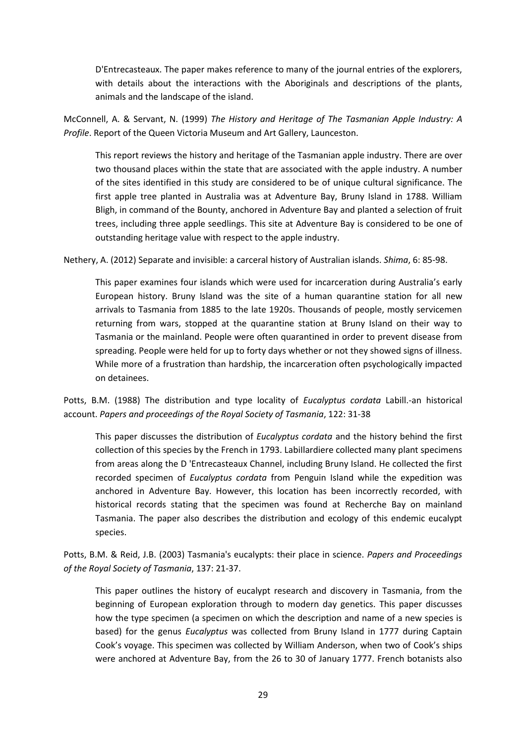D'Entrecasteaux. The paper makes reference to many of the journal entries of the explorers, with details about the interactions with the Aboriginals and descriptions of the plants, animals and the landscape of the island.

McConnell, A. & Servant, N. (1999) *The History and Heritage of The Tasmanian Apple Industry: A Profile*. Report of the Queen Victoria Museum and Art Gallery, Launceston.

> This report reviews the history and heritage of the Tasmanian apple industry. There are over two thousand places within the state that are associated with the apple industry. A number of the sites identified in this study are considered to be of unique cultural significance. The first apple tree planted in Australia was at Adventure Bay, Bruny Island in 1788. William Bligh, in command of the Bounty, anchored in Adventure Bay and planted a selection of fruit trees, including three apple seedlings. This site at Adventure Bay is considered to be one of outstanding heritage value with respect to the apple industry.

Nethery, A. (2012) Separate and invisible: a carceral history of Australian islands. *Shima*, 6: 85-98.

> This paper examines four islands which were used for incarceration during Australia's early European history. Bruny Island was the site of a human quarantine station for all new arrivals to Tasmania from 1885 to the late 1920s. Thousands of people, mostly servicemen returning from wars, stopped at the quarantine station at Bruny Island on their way to Tasmania or the mainland. People were often quarantined in order to prevent disease from spreading. People were held for up to forty days whether or not they showed signs of illness. While more of a frustration than hardship, the incarceration often psychologically impacted on detainees.

Potts, B.M. (1988) The distribution and type locality of *Eucalyptus cordata* Labill.-an historical account. *Papers and proceedings of the Royal Society of Tasmania*, 122: 31-38

> This paper discusses the distribution of *Eucalyptus cordata* and the history behind the first collection of this species by the French in 1793. Labillardiere collected many plant specimens from areas along the D 'Entrecasteaux Channel, including Bruny Island. He collected the first recorded specimen of *Eucalyptus cordata* from Penguin Island while the expedition was anchored in Adventure Bay. However, this location has been incorrectly recorded, with historical records stating that the specimen was found at Recherche Bay on mainland Tasmania. The paper also describes the distribution and ecology of this endemic eucalypt species.

Potts, B.M. & Reid, J.B. (2003) Tasmania's eucalypts: their place in science. *Papers and Proceedings of the Royal Society of Tasmania*, 137: 21-37.

> This paper outlines the history of eucalypt research and discovery in Tasmania, from the beginning of European exploration through to modern day genetics. This paper discusses how the type specimen (a specimen on which the description and name of a new species is based) for the genus *Eucalyptus* was collected from Bruny Island in 1777 during Captain Cook's voyage. This specimen was collected by William Anderson, when two of Cook's ships were anchored at Adventure Bay, from the 26 to 30 of January 1777. French botanists also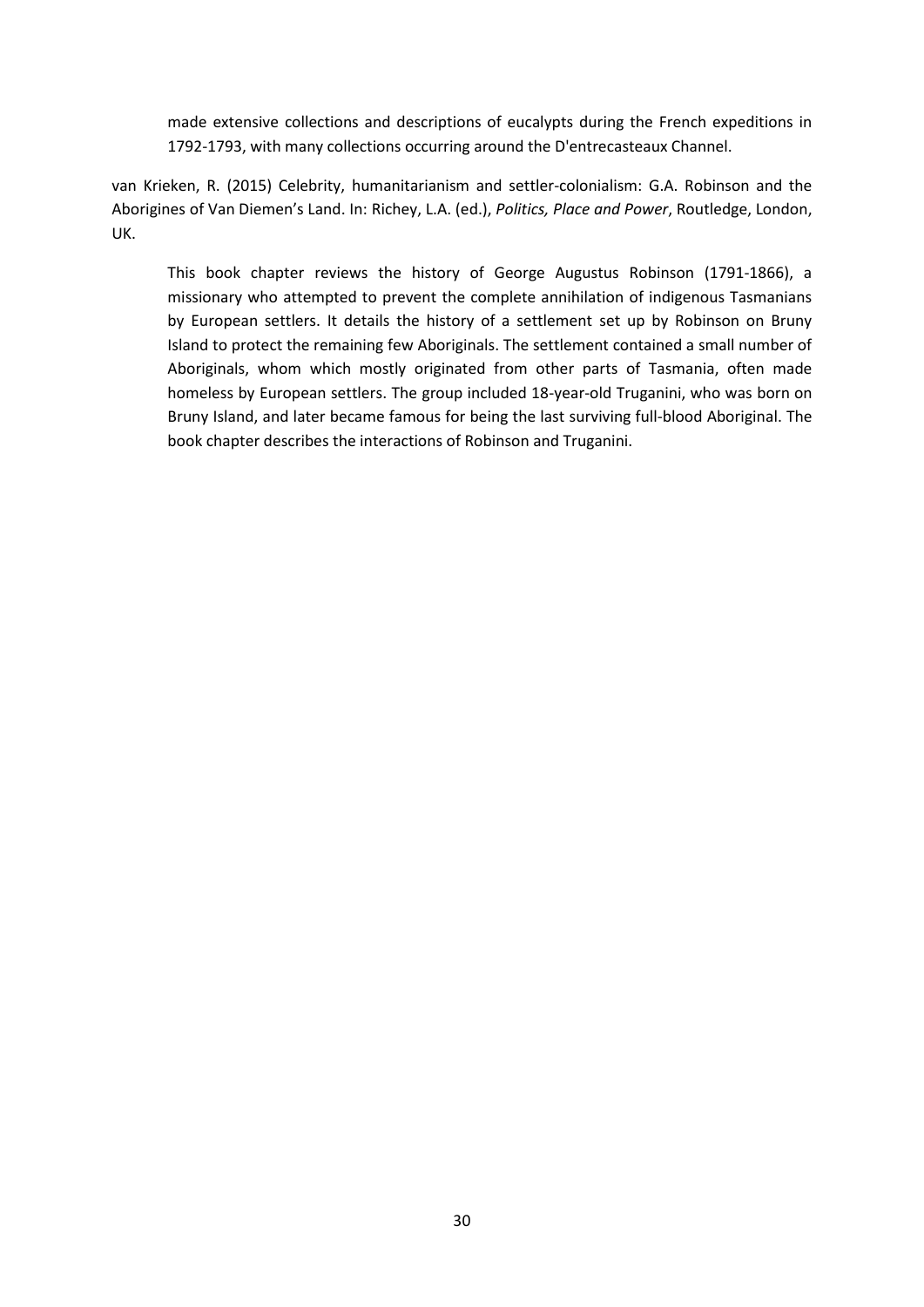made extensive collections and descriptions of eucalypts during the French expeditions in 1792-1793, with many collections occurring around the D'entrecasteaux Channel.

van Krieken, R. (2015) Celebrity, humanitarianism and settler-colonialism: G.A. Robinson and the Aborigines of Van Diemen's Land. In: Richey, L.A. (ed.), *Politics, Place and Power*, Routledge, London, UK.

This book chapter reviews the history of George Augustus Robinson (1791-1866), a missionary who attempted to prevent the complete annihilation of indigenous Tasmanians by European settlers. It details the history of a settlement set up by Robinson on Bruny Island to protect the remaining few Aboriginals. The settlement contained a small number of Aboriginals, whom which mostly originated from other parts of Tasmania, often made homeless by European settlers. The group included 18-year-old Truganini, who was born on Bruny Island, and later became famous for being the last surviving full-blood Aboriginal. The book chapter describes the interactions of Robinson and Truganini.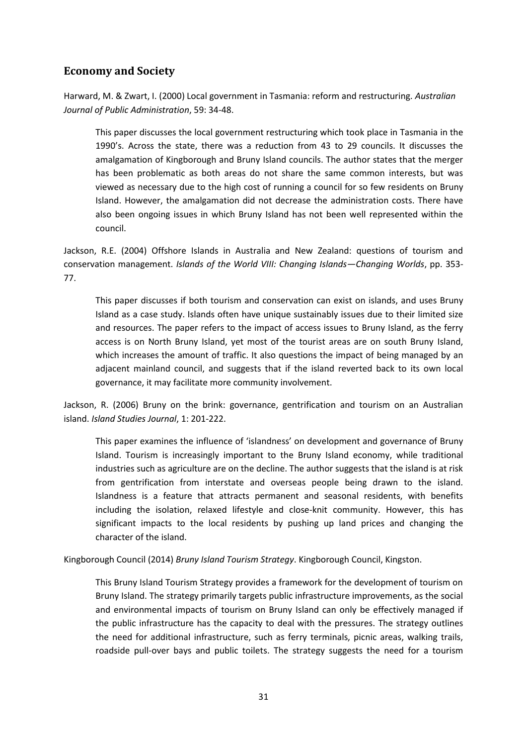## Economy and Society

Harward, M. & Zwart, I. (2000) Local government in Tasmania: reform and restructuring. *Australian Journal of Public Administration*, 59: 34-48.

> This paper discusses the local government restructuring which took place in Tasmania in the 1990's. Across the state, there was a reduction from 43 to 29 councils. It discusses the amalgamation of Kingborough and Bruny Island councils. The author states that the merger has been problematic as both areas do not share the same common interests, but was viewed as necessary due to the high cost of running a council for so few residents on Bruny Island. However, the amalgamation did not decrease the administration costs. There have also been ongoing issues in which Bruny Island has not been well represented within the council.

Jackson, R.E. (2004) Offshore Islands in Australia and New Zealand: questions of tourism and conservation management. *Islands of the World VIII: Changing Islands—Changing Worlds*, pp. 353-77.

> This paper discusses if both tourism and conservation can exist on islands, and uses Bruny Island as a case study. Islands often have unique sustainably issues due to their limited size and resources. The paper refers to the impact of access issues to Bruny Island, as the ferry access is on North Bruny Island, yet most of the tourist areas are on south Bruny Island, which increases the amount of traffic. It also questions the impact of being managed by an adjacent mainland council, and suggests that if the island reverted back to its own local governance, it may facilitate more community involvement.

Jackson, R. (2006) Bruny on the brink: governance, gentrification and tourism on an Australian island. *Island Studies Journal*, 1: 201-222.

> This paper examines the influence of 'islandness' on development and governance of Bruny Island. Tourism is increasingly important to the Bruny Island economy, while traditional industries such as agriculture are on the decline. The author suggests that the island is at risk from gentrification from interstate and overseas people being drawn to the island. Islandness is a feature that attracts permanent and seasonal residents, with benefits including the isolation, relaxed lifestyle and close-knit community. However, this has significant impacts to the local residents by pushing up land prices and changing the character of the island.

Kingborough Council (2014) *Bruny Island Tourism Strategy*. Kingborough Council, Kingston.

> This Bruny Island Tourism Strategy provides a framework for the development of tourism on Bruny Island. The strategy primarily targets public infrastructure improvements, as the social and environmental impacts of tourism on Bruny Island can only be effectively managed if the public infrastructure has the capacity to deal with the pressures. The strategy outlines the need for additional infrastructure, such as ferry terminals, picnic areas, walking trails, roadside pull-over bays and public toilets. The strategy suggests the need for a tourism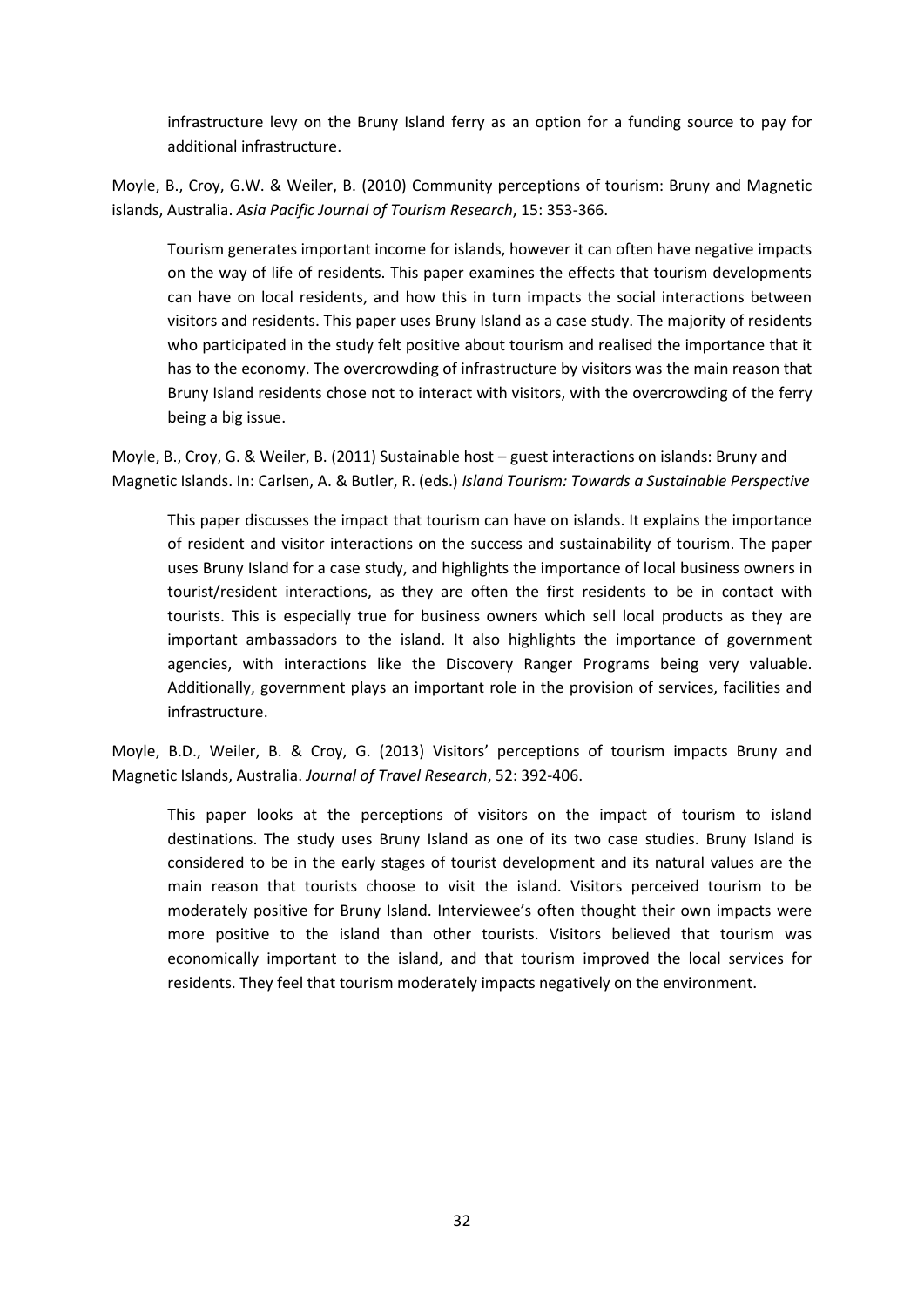infrastructure levy on the Bruny Island ferry as an option for a funding source to pay for additional infrastructure.

Moyle, B., Croy, G.W. & Weiler, B. (2010) Community perceptions of tourism: Bruny and Magnetic islands, Australia. *Asia Pacific Journal of Tourism Research*, 15: 353-366.

> Tourism generates important income for islands, however it can often have negative impacts on the way of life of residents. This paper examines the effects that tourism developments can have on local residents, and how this in turn impacts the social interactions between visitors and residents. This paper uses Bruny Island as a case study. The majority of residents who participated in the study felt positive about tourism and realised the importance that it has to the economy. The overcrowding of infrastructure by visitors was the main reason that Bruny Island residents chose not to interact with visitors, with the overcrowding of the ferry being a big issue.

Moyle, B., Croy, G. & Weiler, B. (2011) Sustainable host – guest interactions on islands: Bruny and Magnetic Islands. In: Carlsen, A. & Butler, R. (eds.) *Island Tourism: Towards a Sustainable Perspective*

> This paper discusses the impact that tourism can have on islands. It explains the importance of resident and visitor interactions on the success and sustainability of tourism. The paper uses Bruny Island for a case study, and highlights the importance of local business owners in tourist/resident interactions, as they are often the first residents to be in contact with tourists. This is especially true for business owners which sell local products as they are important ambassadors to the island. It also highlights the importance of government agencies, with interactions like the Discovery Ranger Programs being very valuable. Additionally, government plays an important role in the provision of services, facilities and infrastructure.

Moyle, B.D., Weiler, B. & Croy, G. (2013) Visitors' perceptions of tourism impacts Bruny and Magnetic Islands, Australia. *Journal of Travel Research*, 52: 392-406.

> This paper looks at the perceptions of visitors on the impact of tourism to island destinations. The study uses Bruny Island as one of its two case studies. Bruny Island is considered to be in the early stages of tourist development and its natural values are the main reason that tourists choose to visit the island. Visitors perceived tourism to be moderately positive for Bruny Island. Interviewee's often thought their own impacts were more positive to the island than other tourists. Visitors believed that tourism was economically important to the island, and that tourism improved the local services for residents. They feel that tourism moderately impacts negatively on the environment.